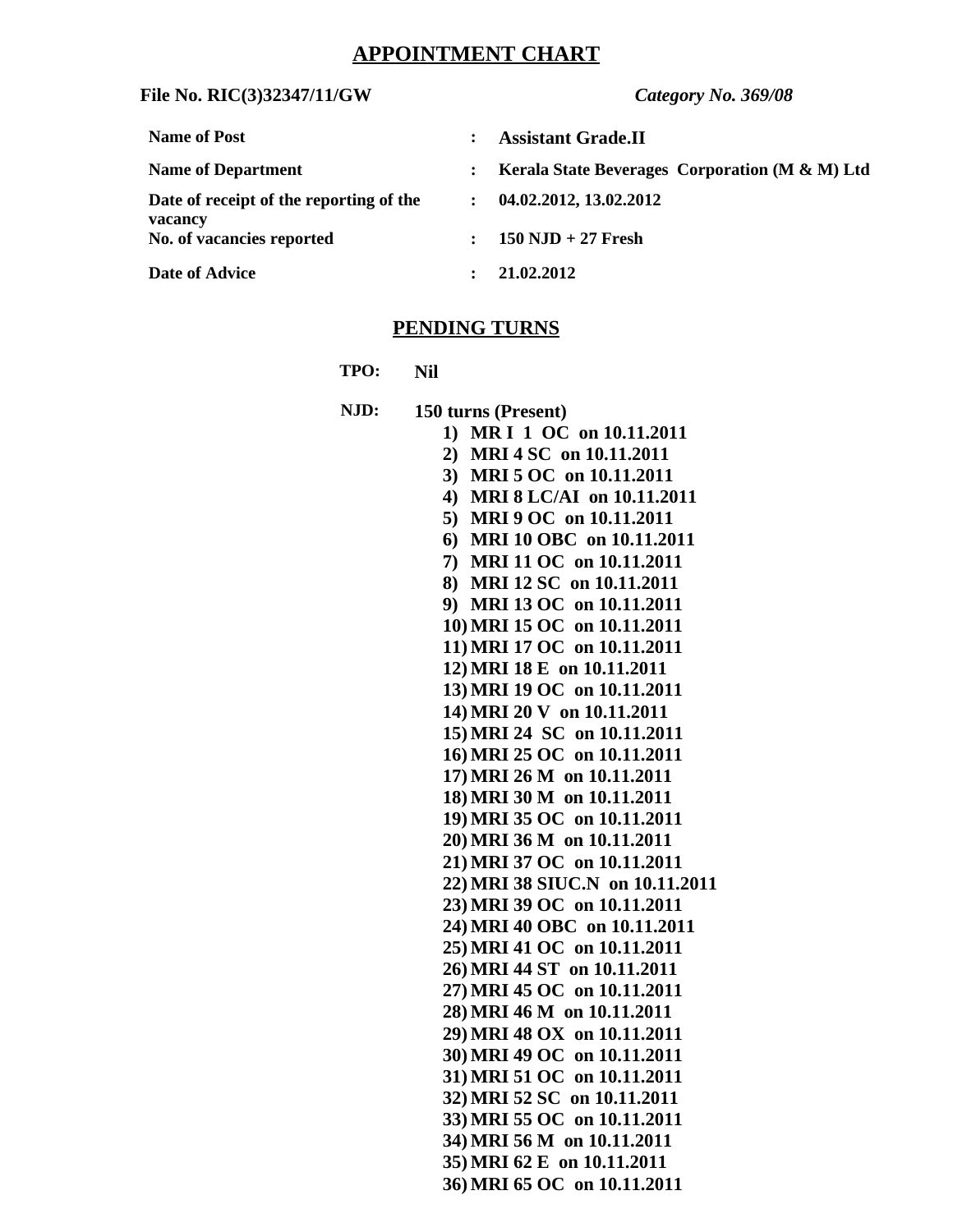# APPOINTMENT CHART

**File No. RIC(3)32347/11/GW** *Category No. 369/08*

| | | |
|---|---|---|
| **Name of Post** | : | **Assistant Grade.II** |
| **Name of Department** | : | **Kerala State Beverages Corporation (M & M) Ltd** |
| **Date of receipt of the reporting of the vacancy** | : | **04.02.2012, 13.02.2012** |
| **No. of vacancies reported** | : | **150 NJD + 27 Fresh** |
| **Date of Advice** | : | **21.02.2012** |

## PENDING TURNS

**TPO:** **Nil**

**NJD:** **150 turns (Present)**

1) MR I 1 OC on 10.11.2011
2) MRI 4 SC on 10.11.2011
3) MRI 5 OC on 10.11.2011
4) MRI 8 LC/AI on 10.11.2011
5) MRI 9 OC on 10.11.2011
6) MRI 10 OBC on 10.11.2011
7) MRI 11 OC on 10.11.2011
8) MRI 12 SC on 10.11.2011
9) MRI 13 OC on 10.11.2011
10) MRI 15 OC on 10.11.2011
11) MRI 17 OC on 10.11.2011
12) MRI 18 E on 10.11.2011
13) MRI 19 OC on 10.11.2011
14) MRI 20 V on 10.11.2011
15) MRI 24 SC on 10.11.2011
16) MRI 25 OC on 10.11.2011
17) MRI 26 M on 10.11.2011
18) MRI 30 M on 10.11.2011
19) MRI 35 OC on 10.11.2011
20) MRI 36 M on 10.11.2011
21) MRI 37 OC on 10.11.2011
22) MRI 38 SIUC.N on 10.11.2011
23) MRI 39 OC on 10.11.2011
24) MRI 40 OBC on 10.11.2011
25) MRI 41 OC on 10.11.2011
26) MRI 44 ST on 10.11.2011
27) MRI 45 OC on 10.11.2011
28) MRI 46 M on 10.11.2011
29) MRI 48 OX on 10.11.2011
30) MRI 49 OC on 10.11.2011
31) MRI 51 OC on 10.11.2011
32) MRI 52 SC on 10.11.2011
33) MRI 55 OC on 10.11.2011
34) MRI 56 M on 10.11.2011
35) MRI 62 E on 10.11.2011
36) MRI 65 OC on 10.11.2011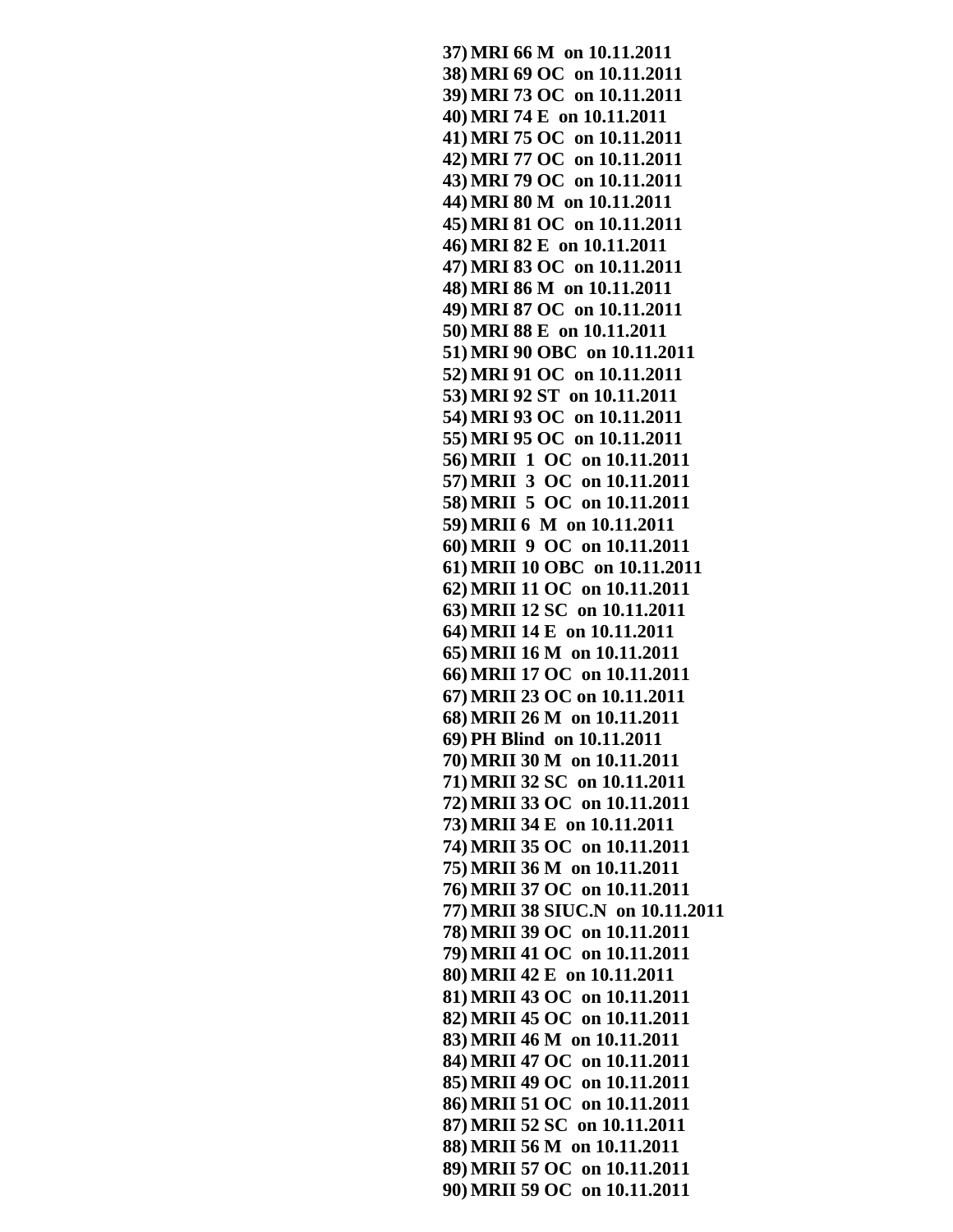37) **MRI 66 M on 10.11.2011**
38) **MRI 69 OC on 10.11.2011**
39) **MRI 73 OC on 10.11.2011**
40) **MRI 74 E on 10.11.2011**
41) **MRI 75 OC on 10.11.2011**
42) **MRI 77 OC on 10.11.2011**
43) **MRI 79 OC on 10.11.2011**
44) **MRI 80 M on 10.11.2011**
45) **MRI 81 OC on 10.11.2011**
46) **MRI 82 E on 10.11.2011**
47) **MRI 83 OC on 10.11.2011**
48) **MRI 86 M on 10.11.2011**
49) **MRI 87 OC on 10.11.2011**
50) **MRI 88 E on 10.11.2011**
51) **MRI 90 OBC on 10.11.2011**
52) **MRI 91 OC on 10.11.2011**
53) **MRI 92 ST on 10.11.2011**
54) **MRI 93 OC on 10.11.2011**
55) **MRI 95 OC on 10.11.2011**
56) **MRII 1 OC on 10.11.2011**
57) **MRII 3 OC on 10.11.2011**
58) **MRII 5 OC on 10.11.2011**
59) **MRII 6 M on 10.11.2011**
60) **MRII 9 OC on 10.11.2011**
61) **MRII 10 OBC on 10.11.2011**
62) **MRII 11 OC on 10.11.2011**
63) **MRII 12 SC on 10.11.2011**
64) **MRII 14 E on 10.11.2011**
65) **MRII 16 M on 10.11.2011**
66) **MRII 17 OC on 10.11.2011**
67) **MRII 23 OC on 10.11.2011**
68) **MRII 26 M on 10.11.2011**
69) **PH Blind on 10.11.2011**
70) **MRII 30 M on 10.11.2011**
71) **MRII 32 SC on 10.11.2011**
72) **MRII 33 OC on 10.11.2011**
73) **MRII 34 E on 10.11.2011**
74) **MRII 35 OC on 10.11.2011**
75) **MRII 36 M on 10.11.2011**
76) **MRII 37 OC on 10.11.2011**
77) **MRII 38 SIUC.N on 10.11.2011**
78) **MRII 39 OC on 10.11.2011**
79) **MRII 41 OC on 10.11.2011**
80) **MRII 42 E on 10.11.2011**
81) **MRII 43 OC on 10.11.2011**
82) **MRII 45 OC on 10.11.2011**
83) **MRII 46 M on 10.11.2011**
84) **MRII 47 OC on 10.11.2011**
85) **MRII 49 OC on 10.11.2011**
86) **MRII 51 OC on 10.11.2011**
87) **MRII 52 SC on 10.11.2011**
88) **MRII 56 M on 10.11.2011**
89) **MRII 57 OC on 10.11.2011**
90) **MRII 59 OC on 10.11.2011**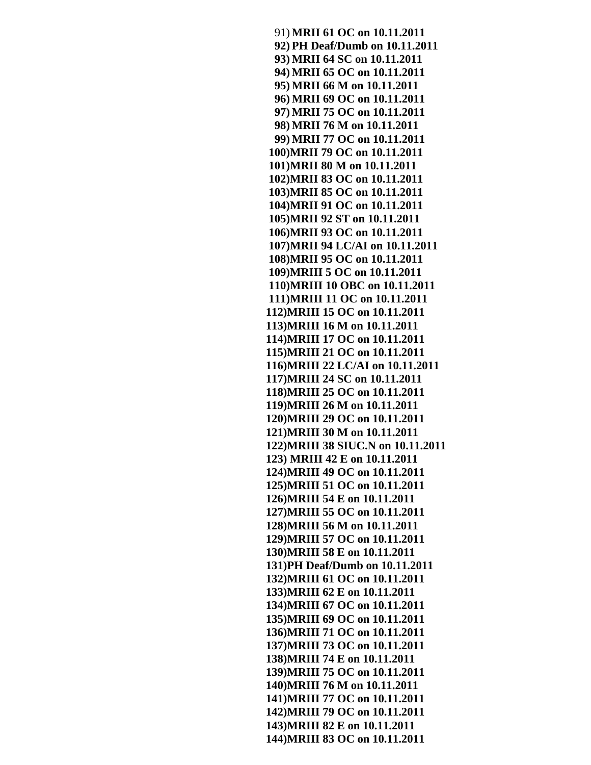91) **MRII 61 OC on 10.11.2011**
92) **PH Deaf/Dumb on 10.11.2011**
93) **MRII 64 SC on 10.11.2011**
94) **MRII 65 OC on 10.11.2011**
95) **MRII 66 M on 10.11.2011**
96) **MRII 69 OC on 10.11.2011**
97) **MRII 75 OC on 10.11.2011**
98) **MRII 76 M on 10.11.2011**
99) **MRII 77 OC on 10.11.2011**
100) **MRII 79 OC on 10.11.2011**
101) **MRII 80 M on 10.11.2011**
102) **MRII 83 OC on 10.11.2011**
103) **MRII 85 OC on 10.11.2011**
104) **MRII 91 OC on 10.11.2011**
105) **MRII 92 ST on 10.11.2011**
106) **MRII 93 OC on 10.11.2011**
107) **MRII 94 LC/AI on 10.11.2011**
108) **MRII 95 OC on 10.11.2011**
109) **MRIII 5 OC on 10.11.2011**
110) **MRIII 10 OBC on 10.11.2011**
111) **MRIII 11 OC on 10.11.2011**
112) **MRIII 15 OC on 10.11.2011**
113) **MRIII 16 M on 10.11.2011**
114) **MRIII 17 OC on 10.11.2011**
115) **MRIII 21 OC on 10.11.2011**
116) **MRIII 22 LC/AI on 10.11.2011**
117) **MRIII 24 SC on 10.11.2011**
118) **MRIII 25 OC on 10.11.2011**
119) **MRIII 26 M on 10.11.2011**
120) **MRIII 29 OC on 10.11.2011**
121) **MRIII 30 M on 10.11.2011**
122) **MRIII 38 SIUC.N on 10.11.2011**
123) **MRIII 42 E on 10.11.2011**
124) **MRIII 49 OC on 10.11.2011**
125) **MRIII 51 OC on 10.11.2011**
126) **MRIII 54 E on 10.11.2011**
127) **MRIII 55 OC on 10.11.2011**
128) **MRIII 56 M on 10.11.2011**
129) **MRIII 57 OC on 10.11.2011**
130) **MRIII 58 E on 10.11.2011**
131) **PH Deaf/Dumb on 10.11.2011**
132) **MRIII 61 OC on 10.11.2011**
133) **MRIII 62 E on 10.11.2011**
134) **MRIII 67 OC on 10.11.2011**
135) **MRIII 69 OC on 10.11.2011**
136) **MRIII 71 OC on 10.11.2011**
137) **MRIII 73 OC on 10.11.2011**
138) **MRIII 74 E on 10.11.2011**
139) **MRIII 75 OC on 10.11.2011**
140) **MRIII 76 M on 10.11.2011**
141) **MRIII 77 OC on 10.11.2011**
142) **MRIII 79 OC on 10.11.2011**
143) **MRIII 82 E on 10.11.2011**
144) **MRIII 83 OC on 10.11.2011**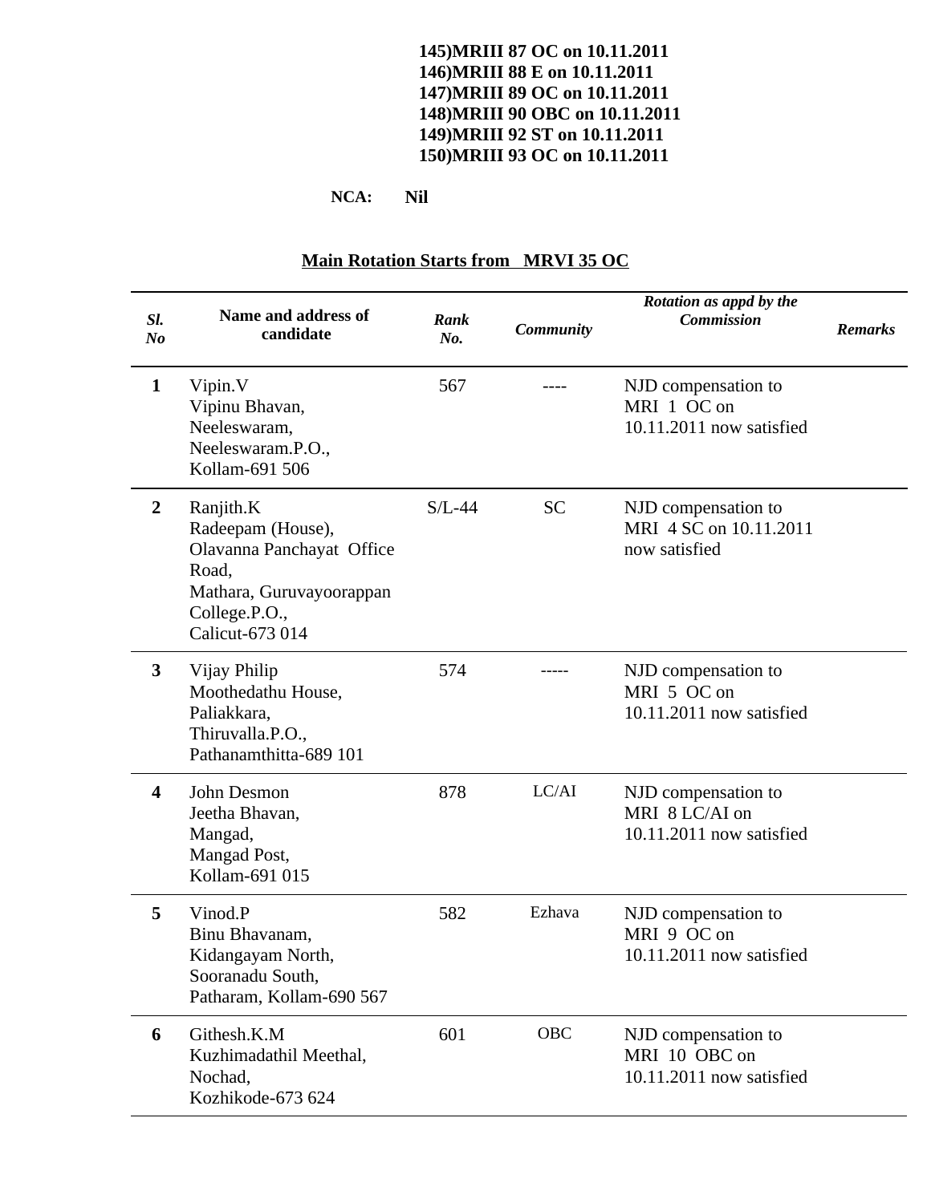**145)MRIII 87 OC on 10.11.2011**
**146)MRIII 88 E on 10.11.2011**
**147)MRIII 89 OC on 10.11.2011**
**148)MRIII 90 OBC on 10.11.2011**
**149)MRIII 92 ST on 10.11.2011**
**150)MRIII 93 OC on 10.11.2011**

**NCA: Nil**

**Main Rotation Starts from MRVI 35 OC**

| *Sl. No* | **Name and address of candidate** | *Rank No.* | *Community* | *Rotation as appd by the Commission* | *Remarks* |
|---|---|---|---|---|---|
| **1** | Vipin.V<br>Vipinu Bhavan,<br>Neeleswaram,<br>Neeleswaram.P.O.,<br>Kollam-691 506 | 567 | ---- | NJD compensation to MRI 1 OC on 10.11.2011 now satisfied | |
| **2** | Ranjith.K<br>Radeepam (House),<br>Olavanna Panchayat Office Road,<br>Mathara, Guruvayoorappan College.P.O.,<br>Calicut-673 014 | S/L-44 | SC | NJD compensation to MRI 4 SC on 10.11.2011 now satisfied | |
| **3** | Vijay Philip<br>Moothedathu House,<br>Paliakkara,<br>Thiruvalla.P.O.,<br>Pathanamthitta-689 101 | 574 | ----- | NJD compensation to MRI 5 OC on 10.11.2011 now satisfied | |
| **4** | John Desmon<br>Jeetha Bhavan,<br>Mangad,<br>Mangad Post,<br>Kollam-691 015 | 878 | LC/AI | NJD compensation to MRI 8 LC/AI on 10.11.2011 now satisfied | |
| **5** | Vinod.P<br>Binu Bhavanam,<br>Kidangayam North,<br>Sooranadu South,<br>Patharam, Kollam-690 567 | 582 | Ezhava | NJD compensation to MRI 9 OC on 10.11.2011 now satisfied | |
| **6** | Githesh.K.M<br>Kuzhimadathil Meethal,<br>Nochad,<br>Kozhikode-673 624 | 601 | OBC | NJD compensation to MRI 10 OBC on 10.11.2011 now satisfied | |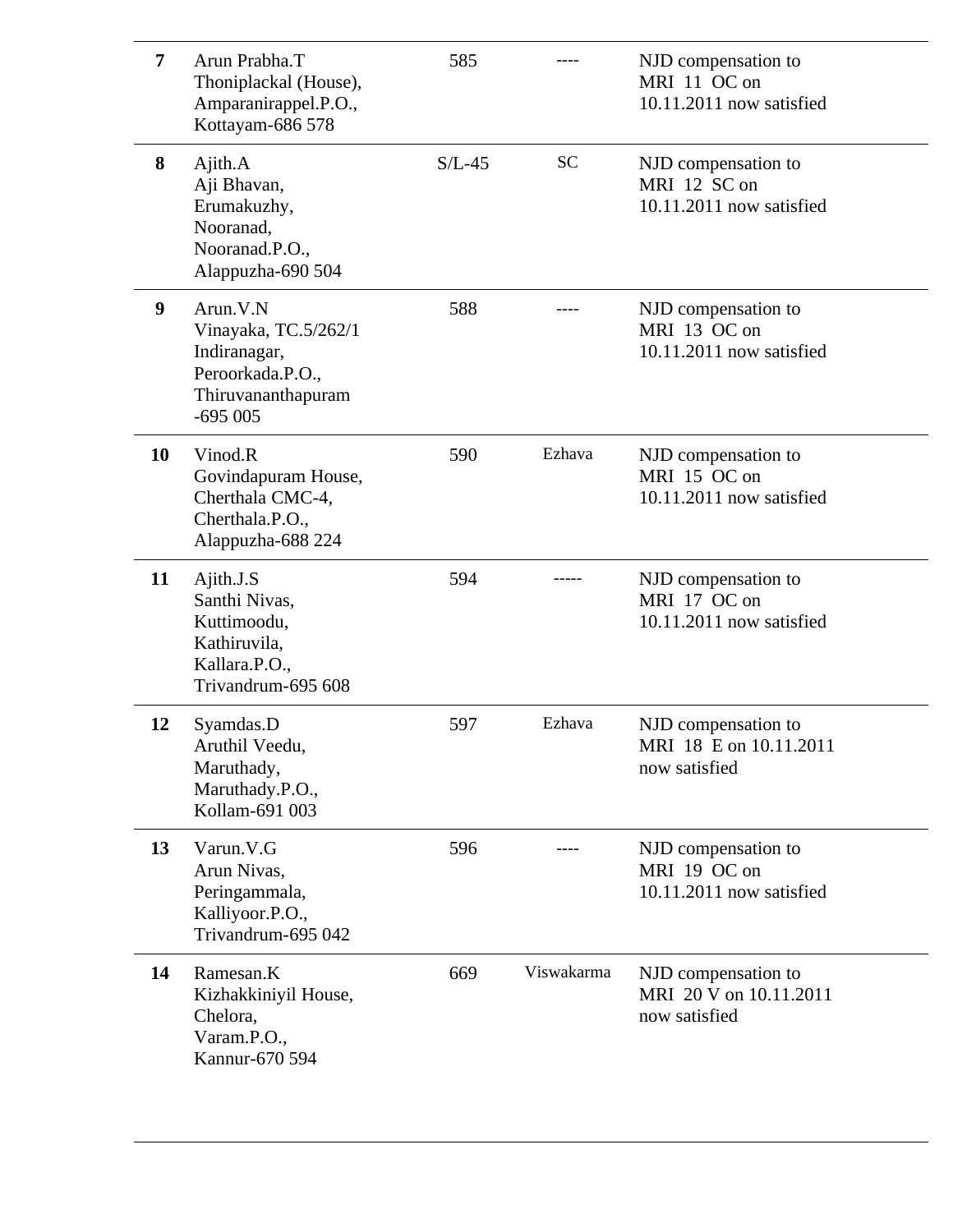| 7 | Arun Prabha.T<br>Thoniplackal (House),<br>Amparanirappel.P.O.,<br>Kottayam-686 578 | 585 | ---- | NJD compensation to MRI 11 OC on 10.11.2011 now satisfied |
|---|---|---|---|---|
| 8 | Ajith.A<br>Aji Bhavan,<br>Erumakuzhy,<br>Nooranad,<br>Nooranad.P.O.,<br>Alappuzha-690 504 | S/L-45 | SC | NJD compensation to MRI 12 SC on 10.11.2011 now satisfied |
| 9 | Arun.V.N<br>Vinayaka, TC.5/262/1<br>Indiranagar,<br>Peroorkada.P.O.,<br>Thiruvananthapuram -695 005 | 588 | ---- | NJD compensation to MRI 13 OC on 10.11.2011 now satisfied |
| 10 | Vinod.R<br>Govindapuram House,<br>Cherthala CMC-4,<br>Cherthala.P.O.,<br>Alappuzha-688 224 | 590 | Ezhava | NJD compensation to MRI 15 OC on 10.11.2011 now satisfied |
| 11 | Ajith.J.S<br>Santhi Nivas,<br>Kuttimoodu,<br>Kathiruvila,<br>Kallara.P.O.,<br>Trivandrum-695 608 | 594 | ----- | NJD compensation to MRI 17 OC on 10.11.2011 now satisfied |
| 12 | Syamdas.D<br>Aruthil Veedu,<br>Maruthady,<br>Maruthady.P.O.,<br>Kollam-691 003 | 597 | Ezhava | NJD compensation to MRI 18 E on 10.11.2011 now satisfied |
| 13 | Varun.V.G<br>Arun Nivas,<br>Peringammala,<br>Kalliyoor.P.O.,<br>Trivandrum-695 042 | 596 | ---- | NJD compensation to MRI 19 OC on 10.11.2011 now satisfied |
| 14 | Ramesan.K<br>Kizhakkiniyil House,<br>Chelora,<br>Varam.P.O.,<br>Kannur-670 594 | 669 | Viswakarma | NJD compensation to MRI 20 V on 10.11.2011 now satisfied |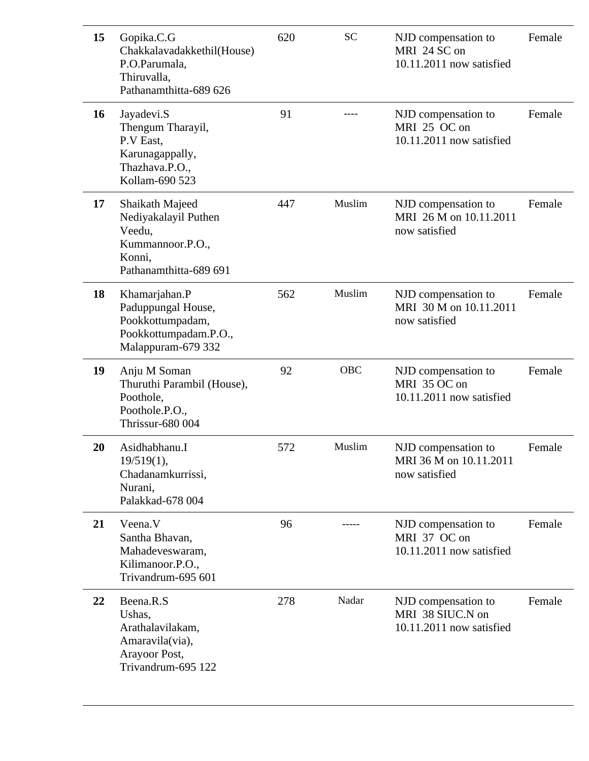| 15 | Gopika.C.G<br>Chakkalavadakkethil(House)<br>P.O.Parumala,<br>Thiruvalla,<br>Pathanamthitta-689 626 | 620 | SC | NJD compensation to MRI 24 SC on 10.11.2011 now satisfied | Female |
|---|---|---|---|---|---|
| 16 | Jayadevi.S<br>Thengum Tharayil,<br>P.V East,<br>Karunagappally,<br>Thazhava.P.O.,<br>Kollam-690 523 | 91 | ---- | NJD compensation to MRI 25 OC on 10.11.2011 now satisfied | Female |
| 17 | Shaikath Majeed<br>Nediyakalayil Puthen Veedu,<br>Kummannoor.P.O.,<br>Konni,<br>Pathanamthitta-689 691 | 447 | Muslim | NJD compensation to MRI 26 M on 10.11.2011 now satisfied | Female |
| 18 | Khamarjahan.P<br>Paduppungal House,<br>Pookkottumpadam,<br>Pookkottumpadam.P.O.,<br>Malappuram-679 332 | 562 | Muslim | NJD compensation to MRI 30 M on 10.11.2011 now satisfied | Female |
| 19 | Anju M Soman<br>Thuruthi Parambil (House),<br>Poothole,<br>Poothole.P.O.,<br>Thrissur-680 004 | 92 | OBC | NJD compensation to MRI 35 OC on 10.11.2011 now satisfied | Female |
| 20 | Asidhabhanu.I<br>19/519(1),<br>Chadanamkurrissi,<br>Nurani,<br>Palakkad-678 004 | 572 | Muslim | NJD compensation to MRI 36 M on 10.11.2011 now satisfied | Female |
| 21 | Veena.V<br>Santha Bhavan,<br>Mahadeveswaram,<br>Kilimanoor.P.O.,<br>Trivandrum-695 601 | 96 | ----- | NJD compensation to MRI 37 OC on 10.11.2011 now satisfied | Female |
| 22 | Beena.R.S<br>Ushas,<br>Arathalavilakam,<br>Amaravila(via),<br>Arayoor Post,<br>Trivandrum-695 122 | 278 | Nadar | NJD compensation to MRI 38 SIUC.N on 10.11.2011 now satisfied | Female |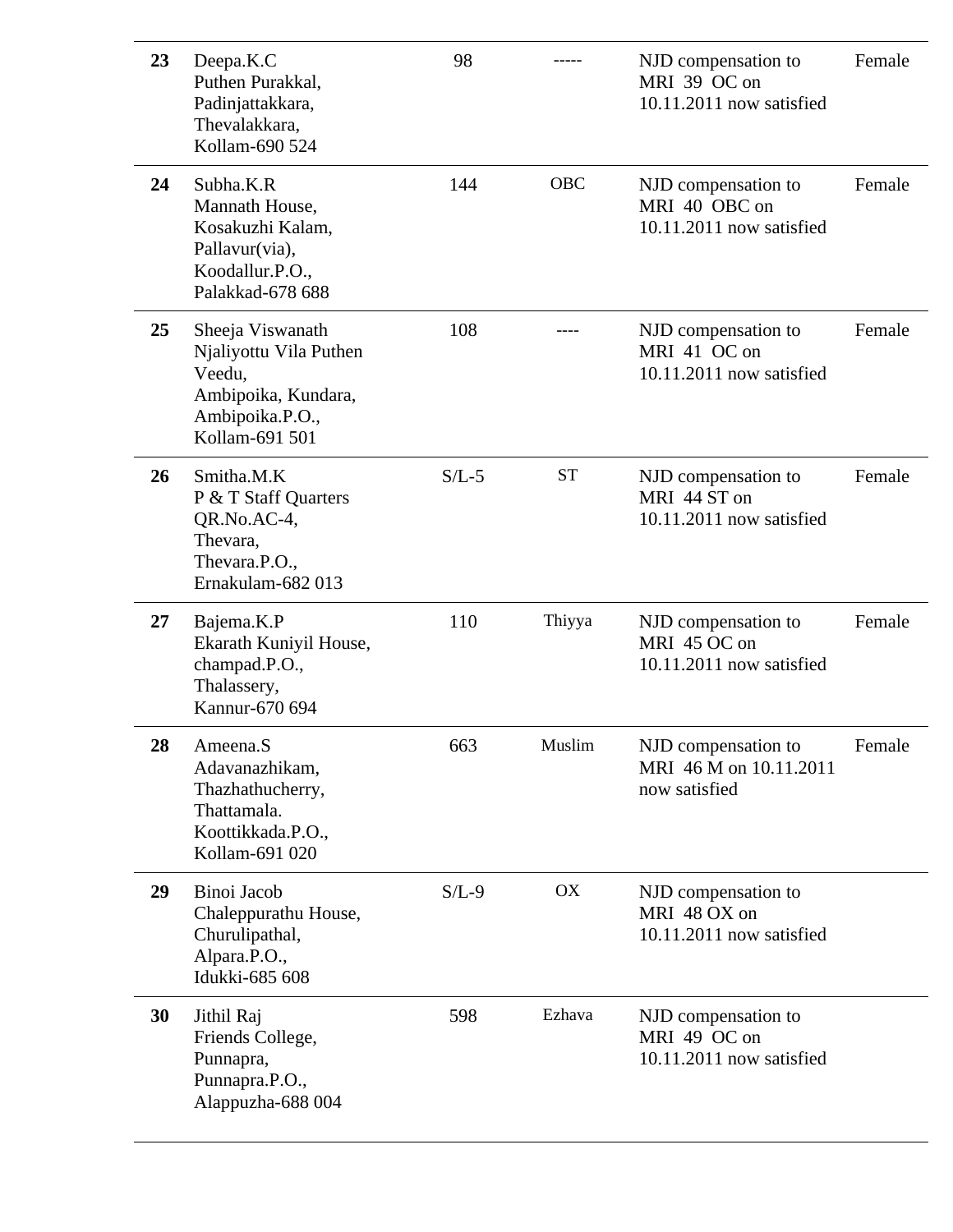| 23 | Deepa.K.C<br>Puthen Purakkal,<br>Padinjattakkara,<br>Thevalakkara,<br>Kollam-690 524 | 98 | ----- | NJD compensation to MRI 39 OC on 10.11.2011 now satisfied | Female |
|---|---|---|---|---|---|
| 24 | Subha.K.R<br>Mannath House,<br>Kosakuzhi Kalam,<br>Pallavur(via),<br>Koodallur.P.O.,<br>Palakkad-678 688 | 144 | OBC | NJD compensation to MRI 40 OBC on 10.11.2011 now satisfied | Female |
| 25 | Sheeja Viswanath<br>Njaliyottu Vila Puthen Veedu,<br>Ambipoika, Kundara,<br>Ambipoika.P.O.,<br>Kollam-691 501 | 108 | ---- | NJD compensation to MRI 41 OC on 10.11.2011 now satisfied | Female |
| 26 | Smitha.M.K<br>P & T Staff Quarters<br>QR.No.AC-4,<br>Thevara,<br>Thevara.P.O.,<br>Ernakulam-682 013 | S/L-5 | ST | NJD compensation to MRI 44 ST on 10.11.2011 now satisfied | Female |
| 27 | Bajema.K.P<br>Ekarath Kuniyil House,<br>champad.P.O.,<br>Thalassery,<br>Kannur-670 694 | 110 | Thiyya | NJD compensation to MRI 45 OC on 10.11.2011 now satisfied | Female |
| 28 | Ameena.S<br>Adavanazhikam,<br>Thazhathucherry,<br>Thattamala.<br>Koottikkada.P.O.,<br>Kollam-691 020 | 663 | Muslim | NJD compensation to MRI 46 M on 10.11.2011 now satisfied | Female |
| 29 | Binoi Jacob<br>Chaleppurathu House,<br>Churulipathal,<br>Alpara.P.O.,<br>Idukki-685 608 | S/L-9 | OX | NJD compensation to MRI 48 OX on 10.11.2011 now satisfied | |
| 30 | Jithil Raj<br>Friends College,<br>Punnapra,<br>Punnapra.P.O.,<br>Alappuzha-688 004 | 598 | Ezhava | NJD compensation to MRI 49 OC on 10.11.2011 now satisfied | |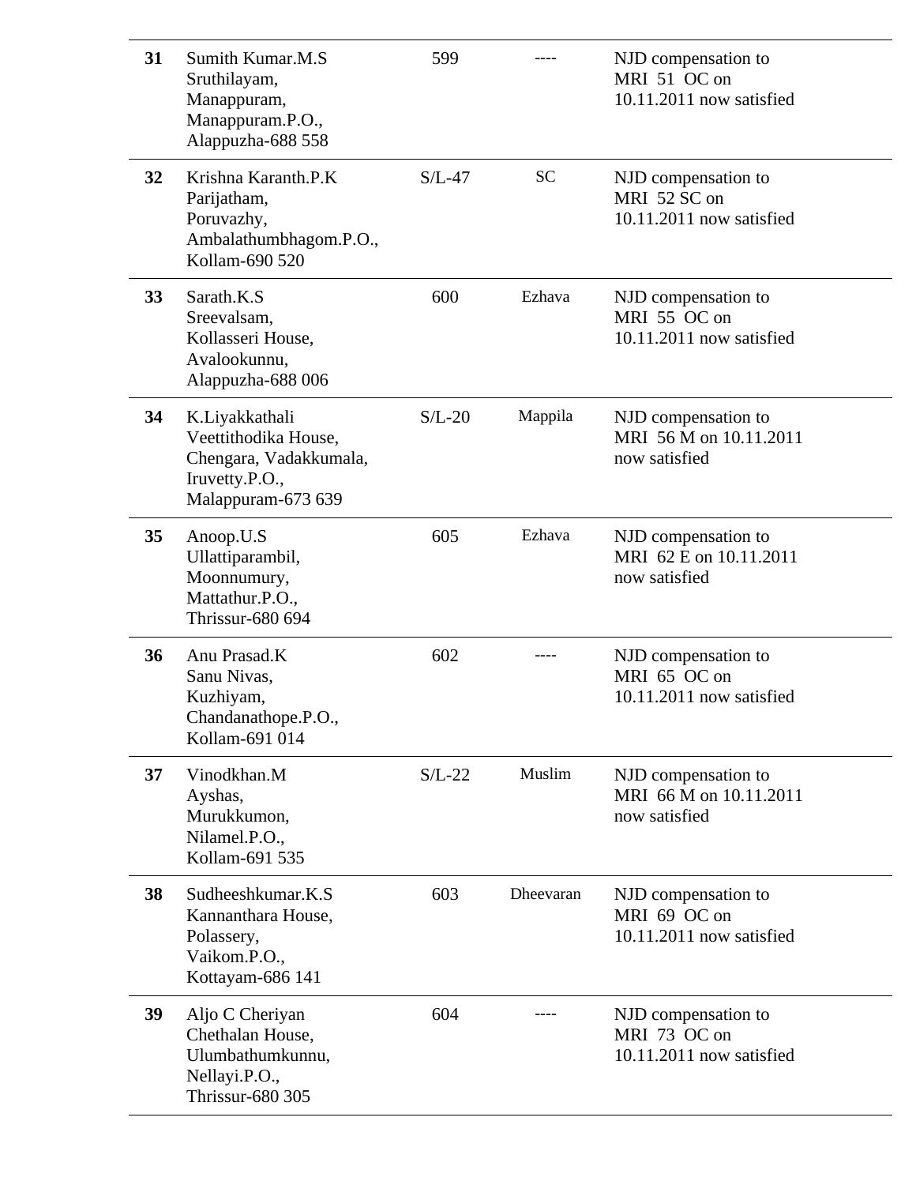| | | | | |
|---|---|---|---|---|
| **31** | Sumith Kumar.M.S<br>Sruthilayam,<br>Manappuram,<br>Manappuram.P.O.,<br>Alappuzha-688 558 | 599 | ---- | NJD compensation to MRI 51 OC on 10.11.2011 now satisfied |
| **32** | Krishna Karanth.P.K<br>Parijatham,<br>Poruvazhy,<br>Ambalathumbhagom.P.O.,<br>Kollam-690 520 | S/L-47 | SC | NJD compensation to MRI 52 SC on 10.11.2011 now satisfied |
| **33** | Sarath.K.S<br>Sreevalsam,<br>Kollasseri House,<br>Avalookunnu,<br>Alappuzha-688 006 | 600 | Ezhava | NJD compensation to MRI 55 OC on 10.11.2011 now satisfied |
| **34** | K.Liyakkathali<br>Veettithodika House,<br>Chengara, Vadakkumala,<br>Iruvetty.P.O.,<br>Malappuram-673 639 | S/L-20 | Mappila | NJD compensation to MRI 56 M on 10.11.2011 now satisfied |
| **35** | Anoop.U.S<br>Ullattiparambil,<br>Moonnumury,<br>Mattathur.P.O.,<br>Thrissur-680 694 | 605 | Ezhava | NJD compensation to MRI 62 E on 10.11.2011 now satisfied |
| **36** | Anu Prasad.K<br>Sanu Nivas,<br>Kuzhiyam,<br>Chandanathope.P.O.,<br>Kollam-691 014 | 602 | ---- | NJD compensation to MRI 65 OC on 10.11.2011 now satisfied |
| **37** | Vinodkhan.M<br>Ayshas,<br>Murukkumon,<br>Nilamel.P.O.,<br>Kollam-691 535 | S/L-22 | Muslim | NJD compensation to MRI 66 M on 10.11.2011 now satisfied |
| **38** | Sudheeshkumar.K.S<br>Kannanthara House,<br>Polassery,<br>Vaikom.P.O.,<br>Kottayam-686 141 | 603 | Dheevaran | NJD compensation to MRI 69 OC on 10.11.2011 now satisfied |
| **39** | Aljo C Cheriyan<br>Chethalan House,<br>Ulumbathumkunnu,<br>Nellayi.P.O.,<br>Thrissur-680 305 | 604 | ---- | NJD compensation to MRI 73 OC on 10.11.2011 now satisfied |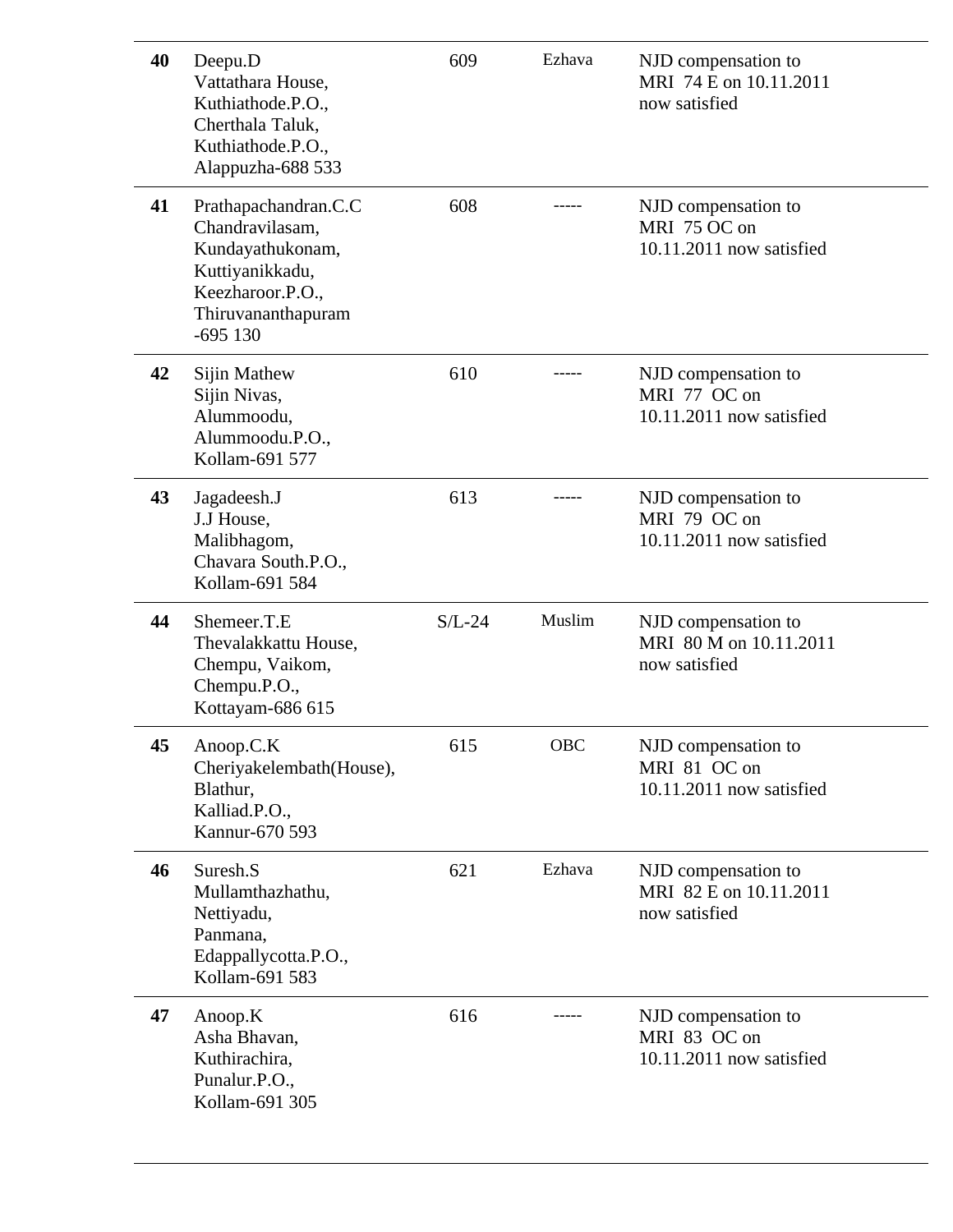| | | | | |
|---|---|---|---|---|
| **40** | Deepu.D<br>Vattathara House,<br>Kuthiathode.P.O.,<br>Cherthala Taluk,<br>Kuthiathode.P.O.,<br>Alappuzha-688 533 | 609 | Ezhava | NJD compensation to<br>MRI 74 E on 10.11.2011<br>now satisfied |
| **41** | Prathapachandran.C.C<br>Chandravilasam,<br>Kundayathukonam,<br>Kuttiyanikkadu,<br>Keezharoor.P.O.,<br>Thiruvananthapuram<br>-695 130 | 608 | ----- | NJD compensation to<br>MRI 75 OC on<br>10.11.2011 now satisfied |
| **42** | Sijin Mathew<br>Sijin Nivas,<br>Alummoodu,<br>Alummoodu.P.O.,<br>Kollam-691 577 | 610 | ----- | NJD compensation to<br>MRI 77 OC on<br>10.11.2011 now satisfied |
| **43** | Jagadeesh.J<br>J.J House,<br>Malibhagom,<br>Chavara South.P.O.,<br>Kollam-691 584 | 613 | ----- | NJD compensation to<br>MRI 79 OC on<br>10.11.2011 now satisfied |
| **44** | Shemeer.T.E<br>Thevalakkattu House,<br>Chempu, Vaikom,<br>Chempu.P.O.,<br>Kottayam-686 615 | S/L-24 | Muslim | NJD compensation to<br>MRI 80 M on 10.11.2011<br>now satisfied |
| **45** | Anoop.C.K<br>Cheriyakelembath(House),<br>Blathur,<br>Kalliad.P.O.,<br>Kannur-670 593 | 615 | OBC | NJD compensation to<br>MRI 81 OC on<br>10.11.2011 now satisfied |
| **46** | Suresh.S<br>Mullamthazhathu,<br>Nettiyadu,<br>Panmana,<br>Edappallycotta.P.O.,<br>Kollam-691 583 | 621 | Ezhava | NJD compensation to<br>MRI 82 E on 10.11.2011<br>now satisfied |
| **47** | Anoop.K<br>Asha Bhavan,<br>Kuthirachira,<br>Punalur.P.O.,<br>Kollam-691 305 | 616 | ----- | NJD compensation to<br>MRI 83 OC on<br>10.11.2011 now satisfied |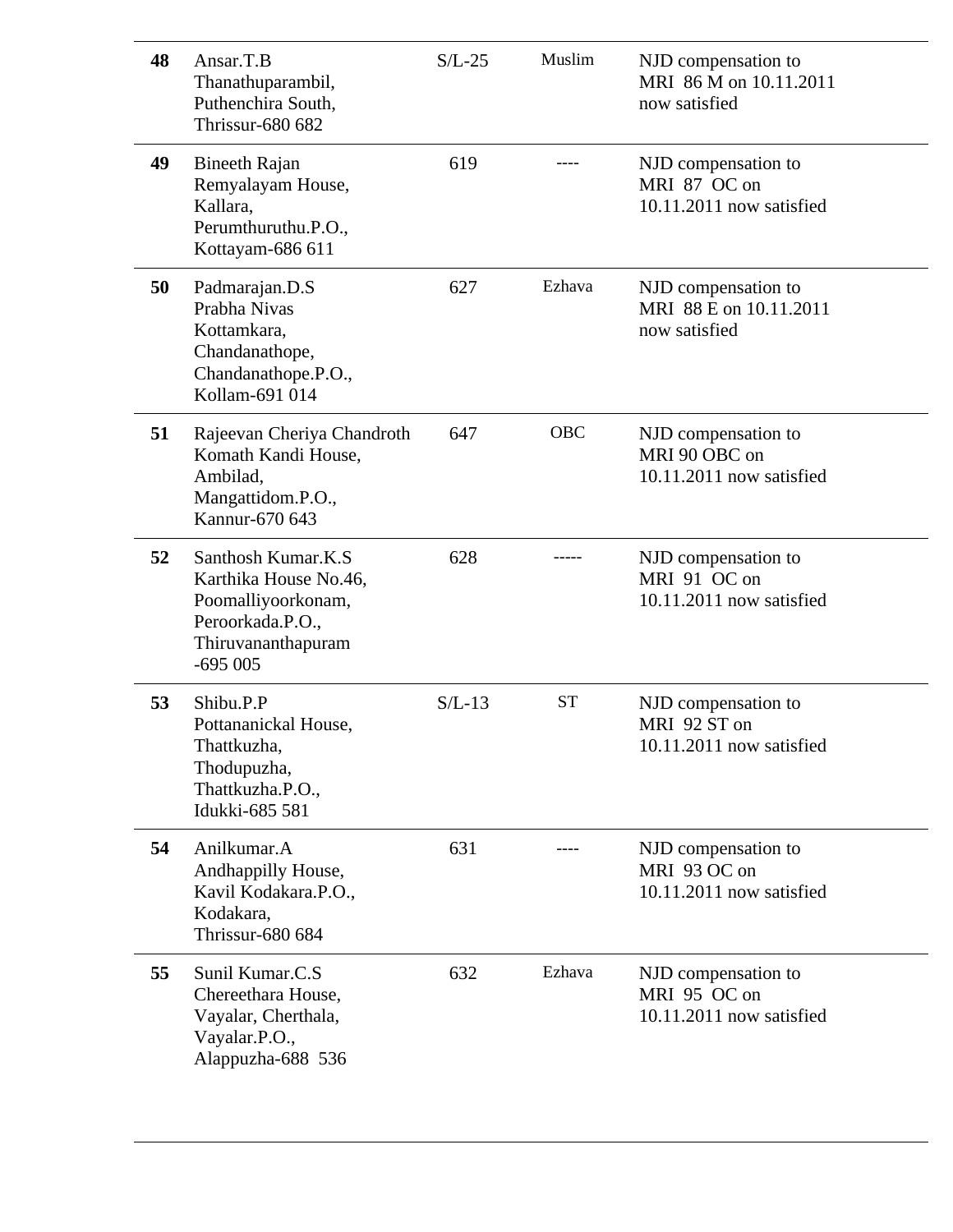| | | | | |
|---|---|---|---|---|
| **48** | Ansar.T.B<br>Thanathuparambil,<br>Puthenchira South,<br>Thrissur-680 682 | S/L-25 | Muslim | NJD compensation to MRI 86 M on 10.11.2011 now satisfied |
| **49** | Bineeth Rajan<br>Remyalayam House,<br>Kallara,<br>Perumthuruthu.P.O.,<br>Kottayam-686 611 | 619 | ---- | NJD compensation to MRI 87 OC on 10.11.2011 now satisfied |
| **50** | Padmarajan.D.S<br>Prabha Nivas<br>Kottamkara,<br>Chandanathope,<br>Chandanathope.P.O.,<br>Kollam-691 014 | 627 | Ezhava | NJD compensation to MRI 88 E on 10.11.2011 now satisfied |
| **51** | Rajeevan Cheriya Chandroth<br>Komath Kandi House,<br>Ambilad,<br>Mangattidom.P.O.,<br>Kannur-670 643 | 647 | OBC | NJD compensation to MRI 90 OBC on 10.11.2011 now satisfied |
| **52** | Santhosh Kumar.K.S<br>Karthika House No.46,<br>Poomalliyoorkonam,<br>Peroorkada.P.O.,<br>Thiruvananthapuram<br>-695 005 | 628 | ----- | NJD compensation to MRI 91 OC on 10.11.2011 now satisfied |
| **53** | Shibu.P.P<br>Pottananickal House,<br>Thattkuzha,<br>Thodupuzha,<br>Thattkuzha.P.O.,<br>Idukki-685 581 | S/L-13 | ST | NJD compensation to MRI 92 ST on 10.11.2011 now satisfied |
| **54** | Anilkumar.A<br>Andhappilly House,<br>Kavil Kodakara.P.O.,<br>Kodakara,<br>Thrissur-680 684 | 631 | ---- | NJD compensation to MRI 93 OC on 10.11.2011 now satisfied |
| **55** | Sunil Kumar.C.S<br>Chereethara House,<br>Vayalar, Cherthala,<br>Vayalar.P.O.,<br>Alappuzha-688 536 | 632 | Ezhava | NJD compensation to MRI 95 OC on 10.11.2011 now satisfied |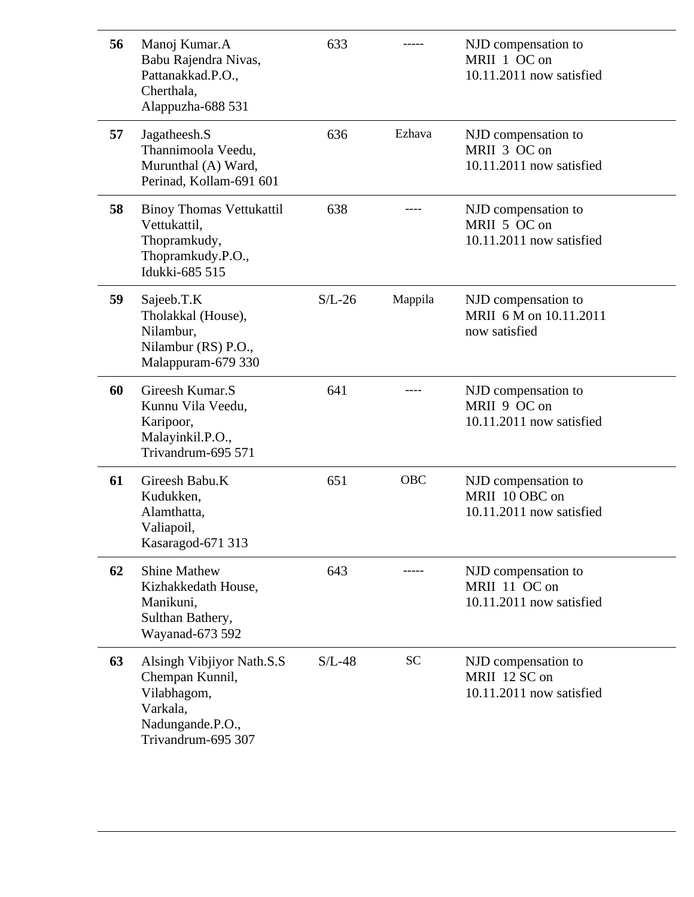| | | | | |
|---|---|---|---|---|
| **56** | Manoj Kumar.A<br>Babu Rajendra Nivas,<br>Pattanakkad.P.O.,<br>Cherthala,<br>Alappuzha-688 531 | 633 | ----- | NJD compensation to MRII 1 OC on 10.11.2011 now satisfied |
| **57** | Jagatheesh.S<br>Thannimoola Veedu,<br>Murunthal (A) Ward,<br>Perinad, Kollam-691 601 | 636 | Ezhava | NJD compensation to MRII 3 OC on 10.11.2011 now satisfied |
| **58** | Binoy Thomas Vettukattil<br>Vettukattil,<br>Thopramkudy,<br>Thopramkudy.P.O.,<br>Idukki-685 515 | 638 | ---- | NJD compensation to MRII 5 OC on 10.11.2011 now satisfied |
| **59** | Sajeeb.T.K<br>Tholakkal (House),<br>Nilambur,<br>Nilambur (RS) P.O.,<br>Malappuram-679 330 | S/L-26 | Mappila | NJD compensation to MRII 6 M on 10.11.2011 now satisfied |
| **60** | Gireesh Kumar.S<br>Kunnu Vila Veedu,<br>Karipoor,<br>Malayinkil.P.O.,<br>Trivandrum-695 571 | 641 | ---- | NJD compensation to MRII 9 OC on 10.11.2011 now satisfied |
| **61** | Gireesh Babu.K<br>Kudukken,<br>Alamthatta,<br>Valiapoil,<br>Kasaragod-671 313 | 651 | OBC | NJD compensation to MRII 10 OBC on 10.11.2011 now satisfied |
| **62** | Shine Mathew<br>Kizhakkedath House,<br>Manikuni,<br>Sulthan Bathery,<br>Wayanad-673 592 | 643 | ----- | NJD compensation to MRII 11 OC on 10.11.2011 now satisfied |
| **63** | Alsingh Vibjiyor Nath.S.S<br>Chempan Kunnil,<br>Vilabhagom,<br>Varkala,<br>Nadungande.P.O.,<br>Trivandrum-695 307 | S/L-48 | SC | NJD compensation to MRII 12 SC on 10.11.2011 now satisfied |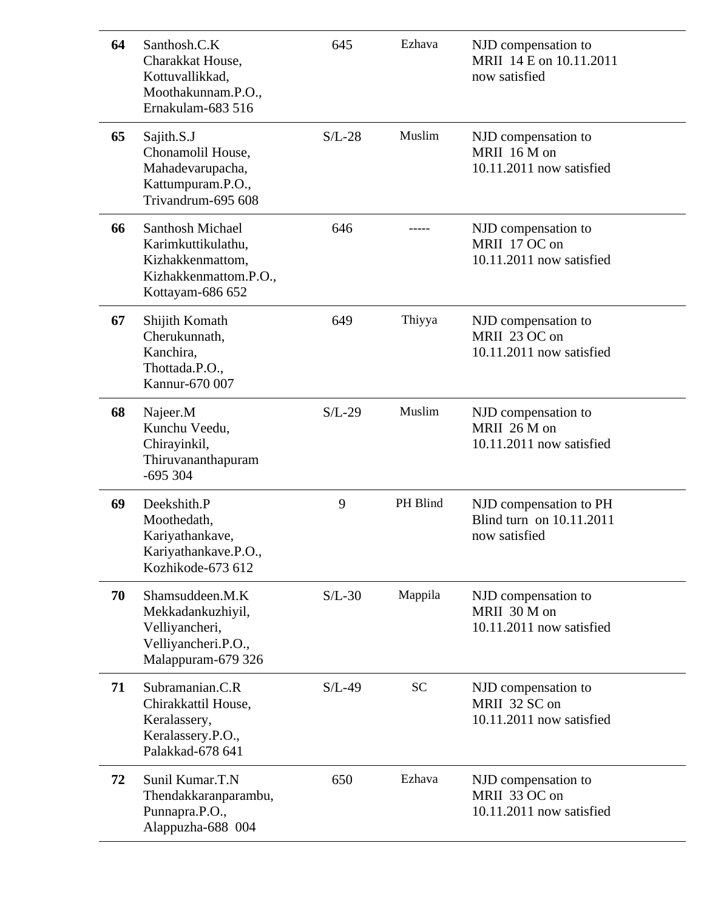| | | | | |
|---|---|---|---|---|
| **64** | Santhosh.C.K<br>Charakkat House,<br>Kottuvallikkad,<br>Moothakunnam.P.O.,<br>Ernakulam-683 516 | 645 | Ezhava | NJD compensation to MRII 14 E on 10.11.2011 now satisfied |
| **65** | Sajith.S.J<br>Chonamolil House,<br>Mahadevarupacha,<br>Kattumpuram.P.O.,<br>Trivandrum-695 608 | S/L-28 | Muslim | NJD compensation to MRII 16 M on 10.11.2011 now satisfied |
| **66** | Santhosh Michael<br>Karimkuttikulathu,<br>Kizhakkenmattom,<br>Kizhakkenmattom.P.O.,<br>Kottayam-686 652 | 646 | ----- | NJD compensation to MRII 17 OC on 10.11.2011 now satisfied |
| **67** | Shijith Komath<br>Cherukunnath,<br>Kanchira,<br>Thottada.P.O.,<br>Kannur-670 007 | 649 | Thiyya | NJD compensation to MRII 23 OC on 10.11.2011 now satisfied |
| **68** | Najeer.M<br>Kunchu Veedu,<br>Chirayinkil,<br>Thiruvananthapuram<br>-695 304 | S/L-29 | Muslim | NJD compensation to MRII 26 M on 10.11.2011 now satisfied |
| **69** | Deekshith.P<br>Moothedath,<br>Kariyathankave,<br>Kariyathankave.P.O.,<br>Kozhikode-673 612 | 9 | PH Blind | NJD compensation to PH Blind turn on 10.11.2011 now satisfied |
| **70** | Shamsuddeen.M.K<br>Mekkadankuzhiyil,<br>Velliyancheri,<br>Velliyancheri.P.O.,<br>Malappuram-679 326 | S/L-30 | Mappila | NJD compensation to MRII 30 M on 10.11.2011 now satisfied |
| **71** | Subramanian.C.R<br>Chirakkattil House,<br>Keralassery,<br>Keralassery.P.O.,<br>Palakkad-678 641 | S/L-49 | SC | NJD compensation to MRII 32 SC on 10.11.2011 now satisfied |
| **72** | Sunil Kumar.T.N<br>Thendakkaranparambu,<br>Punnapra.P.O.,<br>Alappuzha-688 004 | 650 | Ezhava | NJD compensation to MRII 33 OC on 10.11.2011 now satisfied |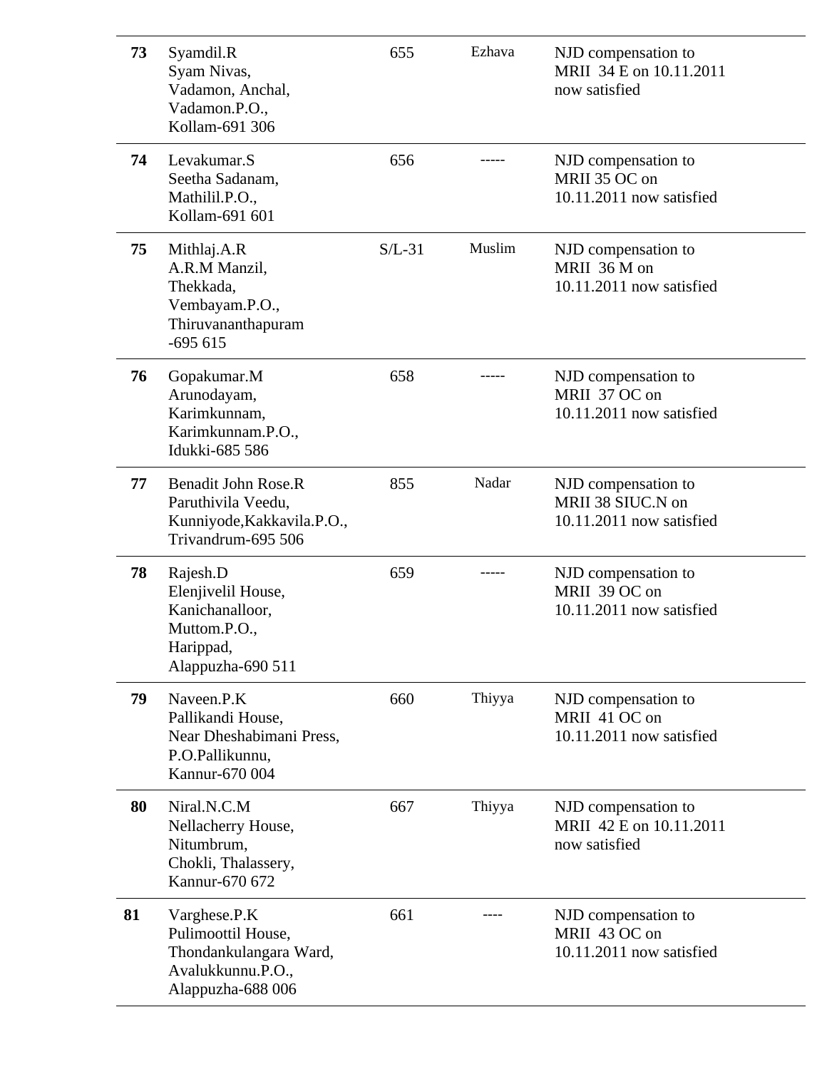| | | | | |
|---|---|---|---|---|
| **73** | Syamdil.R<br>Syam Nivas,<br>Vadamon, Anchal,<br>Vadamon.P.O.,<br>Kollam-691 306 | 655 | Ezhava | NJD compensation to MRII 34 E on 10.11.2011 now satisfied |
| **74** | Levakumar.S<br>Seetha Sadanam,<br>Mathilil.P.O.,<br>Kollam-691 601 | 656 | ----- | NJD compensation to MRII 35 OC on 10.11.2011 now satisfied |
| **75** | Mithlaj.A.R<br>A.R.M Manzil,<br>Thekkada,<br>Vembayam.P.O.,<br>Thiruvananthapuram -695 615 | S/L-31 | Muslim | NJD compensation to MRII 36 M on 10.11.2011 now satisfied |
| **76** | Gopakumar.M<br>Arunodayam,<br>Karimkunnam,<br>Karimkunnam.P.O.,<br>Idukki-685 586 | 658 | ----- | NJD compensation to MRII 37 OC on 10.11.2011 now satisfied |
| **77** | Benadit John Rose.R<br>Paruthivila Veedu,<br>Kunniyode,Kakkavila.P.O.,<br>Trivandrum-695 506 | 855 | Nadar | NJD compensation to MRII 38 SIUC.N on 10.11.2011 now satisfied |
| **78** | Rajesh.D<br>Elenjivelil House,<br>Kanichanalloor,<br>Muttom.P.O.,<br>Harippad,<br>Alappuzha-690 511 | 659 | ----- | NJD compensation to MRII 39 OC on 10.11.2011 now satisfied |
| **79** | Naveen.P.K<br>Pallikandi House,<br>Near Dheshabimani Press,<br>P.O.Pallikunnu,<br>Kannur-670 004 | 660 | Thiyya | NJD compensation to MRII 41 OC on 10.11.2011 now satisfied |
| **80** | Niral.N.C.M<br>Nellacherry House,<br>Nitumbrum,<br>Chokli, Thalassery,<br>Kannur-670 672 | 667 | Thiyya | NJD compensation to MRII 42 E on 10.11.2011 now satisfied |
| **81** | Varghese.P.K<br>Pulimoottil House,<br>Thondankulangara Ward,<br>Avalukkunnu.P.O.,<br>Alappuzha-688 006 | 661 | ---- | NJD compensation to MRII 43 OC on 10.11.2011 now satisfied |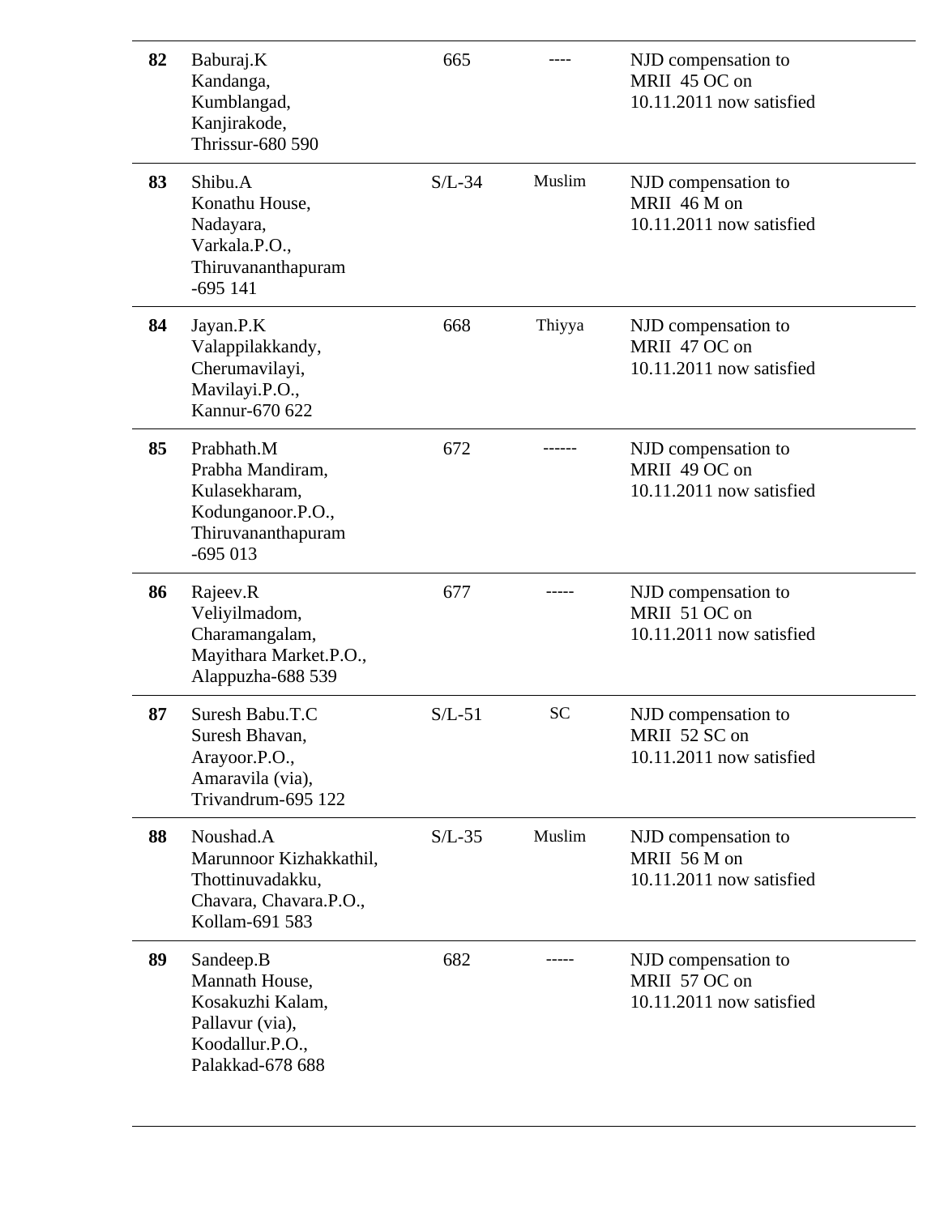| | | | | |
|---|---|---|---|---|
| **82** | Baburaj.K<br>Kandanga,<br>Kumblangad,<br>Kanjirakode,<br>Thrissur-680 590 | 665 | ---- | NJD compensation to MRII 45 OC on 10.11.2011 now satisfied |
| **83** | Shibu.A<br>Konathu House,<br>Nadayara,<br>Varkala.P.O.,<br>Thiruvananthapuram -695 141 | S/L-34 | Muslim | NJD compensation to MRII 46 M on 10.11.2011 now satisfied |
| **84** | Jayan.P.K<br>Valappilakkandy,<br>Cherumavilayi,<br>Mavilayi.P.O.,<br>Kannur-670 622 | 668 | Thiyya | NJD compensation to MRII 47 OC on 10.11.2011 now satisfied |
| **85** | Prabhath.M<br>Prabha Mandiram,<br>Kulasekharam,<br>Kodunganoor.P.O.,<br>Thiruvananthapuram -695 013 | 672 | ------ | NJD compensation to MRII 49 OC on 10.11.2011 now satisfied |
| **86** | Rajeev.R<br>Veliyilmadom,<br>Charamangalam,<br>Mayithara Market.P.O.,<br>Alappuzha-688 539 | 677 | ----- | NJD compensation to MRII 51 OC on 10.11.2011 now satisfied |
| **87** | Suresh Babu.T.C<br>Suresh Bhavan,<br>Arayoor.P.O.,<br>Amaravila (via),<br>Trivandrum-695 122 | S/L-51 | SC | NJD compensation to MRII 52 SC on 10.11.2011 now satisfied |
| **88** | Noushad.A<br>Marunnoor Kizhakkathil,<br>Thottinuvadakku,<br>Chavara, Chavara.P.O.,<br>Kollam-691 583 | S/L-35 | Muslim | NJD compensation to MRII 56 M on 10.11.2011 now satisfied |
| **89** | Sandeep.B<br>Mannath House,<br>Kosakuzhi Kalam,<br>Pallavur (via),<br>Koodallur.P.O.,<br>Palakkad-678 688 | 682 | ----- | NJD compensation to MRII 57 OC on 10.11.2011 now satisfied |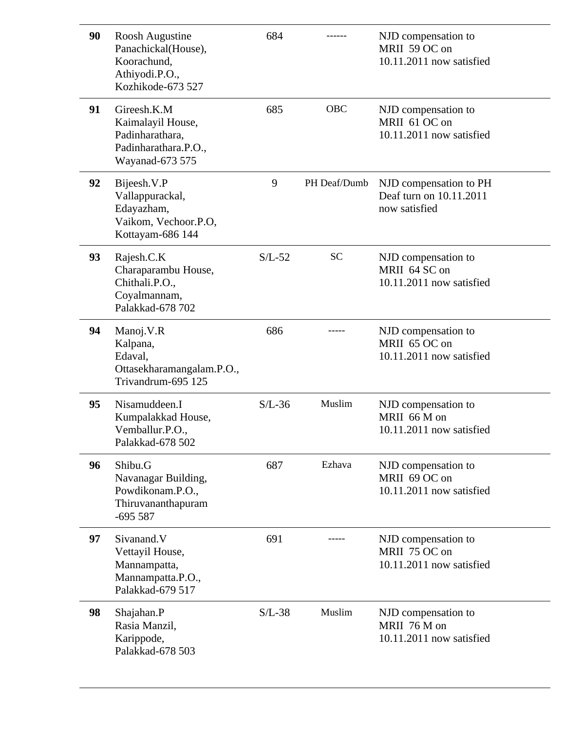| | | | | |
|---|---|---|---|---|
| **90** | Roosh Augustine<br>Panachickal(House),<br>Koorachund,<br>Athiyodi.P.O.,<br>Kozhikode-673 527 | 684 | ------ | NJD compensation to MRII 59 OC on 10.11.2011 now satisfied |
| **91** | Gireesh.K.M<br>Kaimalayil House,<br>Padinharathara,<br>Padinharathara.P.O.,<br>Wayanad-673 575 | 685 | OBC | NJD compensation to MRII 61 OC on 10.11.2011 now satisfied |
| **92** | Bijeesh.V.P<br>Vallappurackal,<br>Edayazham,<br>Vaikom, Vechoor.P.O,<br>Kottayam-686 144 | 9 | PH Deaf/Dumb | NJD compensation to PH Deaf turn on 10.11.2011 now satisfied |
| **93** | Rajesh.C.K<br>Charaparambu House,<br>Chithali.P.O.,<br>Coyalmannam,<br>Palakkad-678 702 | S/L-52 | SC | NJD compensation to MRII 64 SC on 10.11.2011 now satisfied |
| **94** | Manoj.V.R<br>Kalpana,<br>Edaval,<br>Ottasekharamangalam.P.O.,<br>Trivandrum-695 125 | 686 | ----- | NJD compensation to MRII 65 OC on 10.11.2011 now satisfied |
| **95** | Nisamuddeen.I<br>Kumpalakkad House,<br>Vemballur.P.O.,<br>Palakkad-678 502 | S/L-36 | Muslim | NJD compensation to MRII 66 M on 10.11.2011 now satisfied |
| **96** | Shibu.G<br>Navanagar Building,<br>Powdikonam.P.O.,<br>Thiruvananthapuram<br>-695 587 | 687 | Ezhava | NJD compensation to MRII 69 OC on 10.11.2011 now satisfied |
| **97** | Sivanand.V<br>Vettayil House,<br>Mannampatta,<br>Mannampatta.P.O.,<br>Palakkad-679 517 | 691 | ----- | NJD compensation to MRII 75 OC on 10.11.2011 now satisfied |
| **98** | Shajahan.P<br>Rasia Manzil,<br>Karippode,<br>Palakkad-678 503 | S/L-38 | Muslim | NJD compensation to MRII 76 M on 10.11.2011 now satisfied |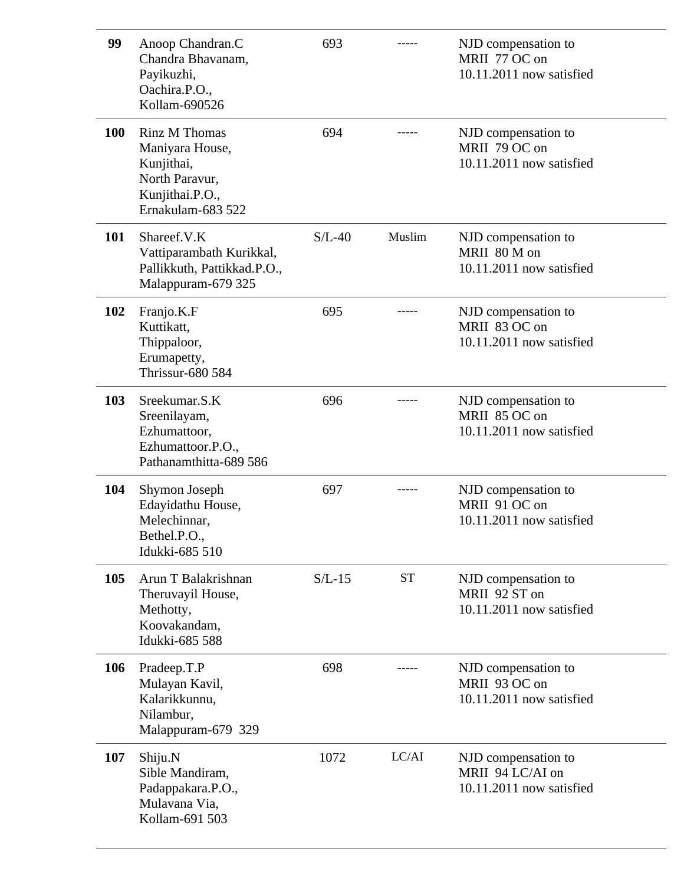| | | | | |
|---|---|---|---|---|
| **99** | Anoop Chandran.C<br>Chandra Bhavanam,<br>Payikuzhi,<br>Oachira.P.O.,<br>Kollam-690526 | 693 | ----- | NJD compensation to MRII 77 OC on 10.11.2011 now satisfied |
| **100** | Rinz M Thomas<br>Maniyara House,<br>Kunjithai,<br>North Paravur,<br>Kunjithai.P.O.,<br>Ernakulam-683 522 | 694 | ----- | NJD compensation to MRII 79 OC on 10.11.2011 now satisfied |
| **101** | Shareef.V.K<br>Vattiparambath Kurikkal,<br>Pallikkuth, Pattikkad.P.O.,<br>Malappuram-679 325 | S/L-40 | Muslim | NJD compensation to MRII 80 M on 10.11.2011 now satisfied |
| **102** | Franjo.K.F<br>Kuttikatt,<br>Thippaloor,<br>Erumapetty,<br>Thrissur-680 584 | 695 | ----- | NJD compensation to MRII 83 OC on 10.11.2011 now satisfied |
| **103** | Sreekumar.S.K<br>Sreenilayam,<br>Ezhumattoor,<br>Ezhumattoor.P.O.,<br>Pathanamthitta-689 586 | 696 | ----- | NJD compensation to MRII 85 OC on 10.11.2011 now satisfied |
| **104** | Shymon Joseph<br>Edayidathu House,<br>Melechinnar,<br>Bethel.P.O.,<br>Idukki-685 510 | 697 | ----- | NJD compensation to MRII 91 OC on 10.11.2011 now satisfied |
| **105** | Arun T Balakrishnan<br>Theruvayil House,<br>Methotty,<br>Koovakandam,<br>Idukki-685 588 | S/L-15 | ST | NJD compensation to MRII 92 ST on 10.11.2011 now satisfied |
| **106** | Pradeep.T.P<br>Mulayan Kavil,<br>Kalarikkunnu,<br>Nilambur,<br>Malappuram-679 329 | 698 | ----- | NJD compensation to MRII 93 OC on 10.11.2011 now satisfied |
| **107** | Shiju.N<br>Sible Mandiram,<br>Padappakara.P.O.,<br>Mulavana Via,<br>Kollam-691 503 | 1072 | LC/AI | NJD compensation to MRII 94 LC/AI on 10.11.2011 now satisfied |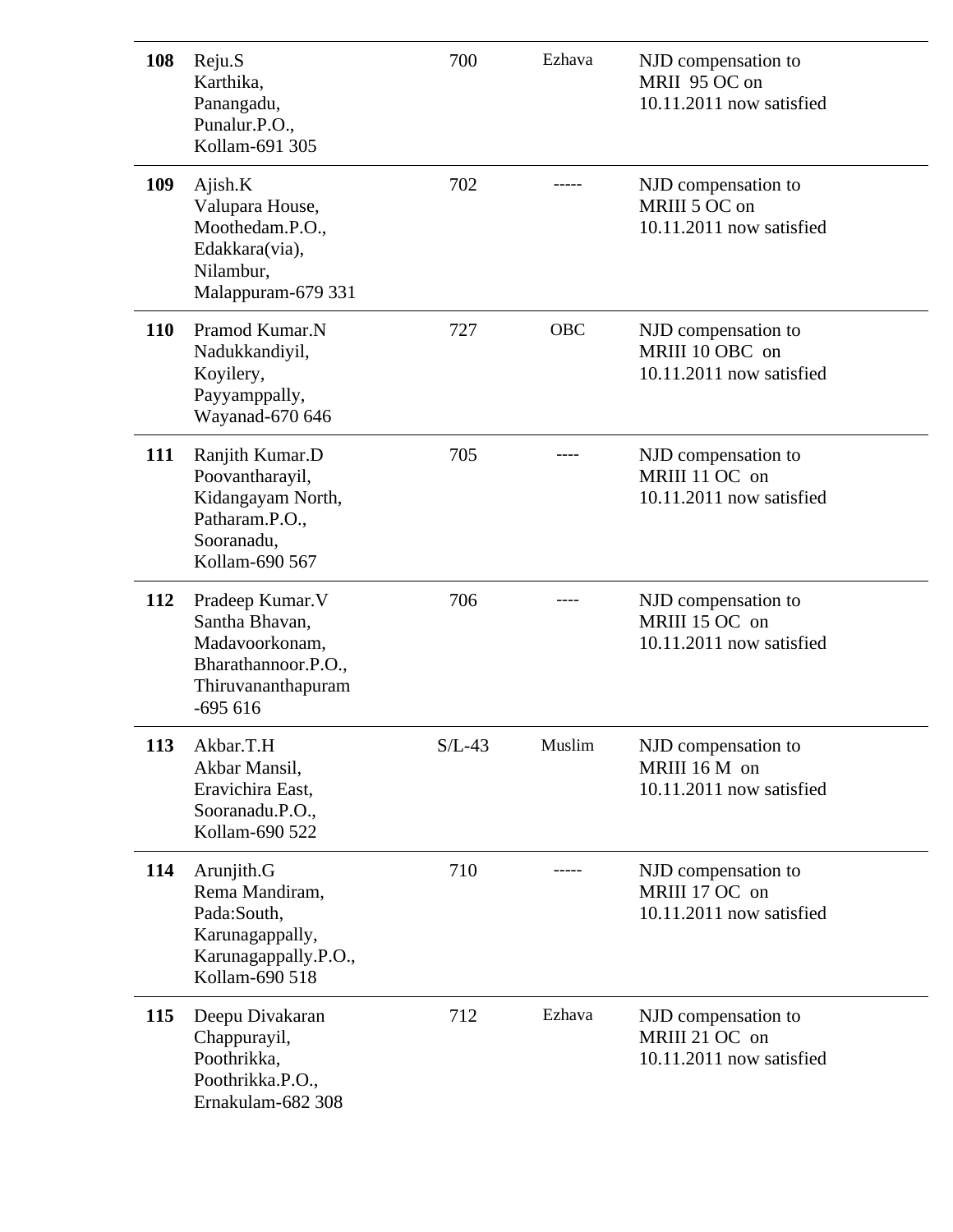| | | | | |
|---|---|---|---|---|
| **108** | Reju.S<br>Karthika,<br>Panangadu,<br>Punalur.P.O.,<br>Kollam-691 305 | 700 | Ezhava | NJD compensation to MRII 95 OC on 10.11.2011 now satisfied |
| **109** | Ajish.K<br>Valupara House,<br>Moothedam.P.O.,<br>Edakkara(via),<br>Nilambur,<br>Malappuram-679 331 | 702 | ----- | NJD compensation to MRIII 5 OC on 10.11.2011 now satisfied |
| **110** | Pramod Kumar.N<br>Nadukkandiyil,<br>Koyilery,<br>Payyamppally,<br>Wayanad-670 646 | 727 | OBC | NJD compensation to MRIII 10 OBC on 10.11.2011 now satisfied |
| **111** | Ranjith Kumar.D<br>Poovantharayil,<br>Kidangayam North,<br>Patharam.P.O.,<br>Sooranadu,<br>Kollam-690 567 | 705 | ---- | NJD compensation to MRIII 11 OC on 10.11.2011 now satisfied |
| **112** | Pradeep Kumar.V<br>Santha Bhavan,<br>Madavoorkonam,<br>Bharathannoor.P.O.,<br>Thiruvananthapuram<br>-695 616 | 706 | ---- | NJD compensation to MRIII 15 OC on 10.11.2011 now satisfied |
| **113** | Akbar.T.H<br>Akbar Mansil,<br>Eravichira East,<br>Sooranadu.P.O.,<br>Kollam-690 522 | S/L-43 | Muslim | NJD compensation to MRIII 16 M on 10.11.2011 now satisfied |
| **114** | Arunjith.G<br>Rema Mandiram,<br>Pada:South,<br>Karunagappally,<br>Karunagappally.P.O.,<br>Kollam-690 518 | 710 | ----- | NJD compensation to MRIII 17 OC on 10.11.2011 now satisfied |
| **115** | Deepu Divakaran<br>Chappurayil,<br>Poothrikka,<br>Poothrikka.P.O.,<br>Ernakulam-682 308 | 712 | Ezhava | NJD compensation to MRIII 21 OC on 10.11.2011 now satisfied |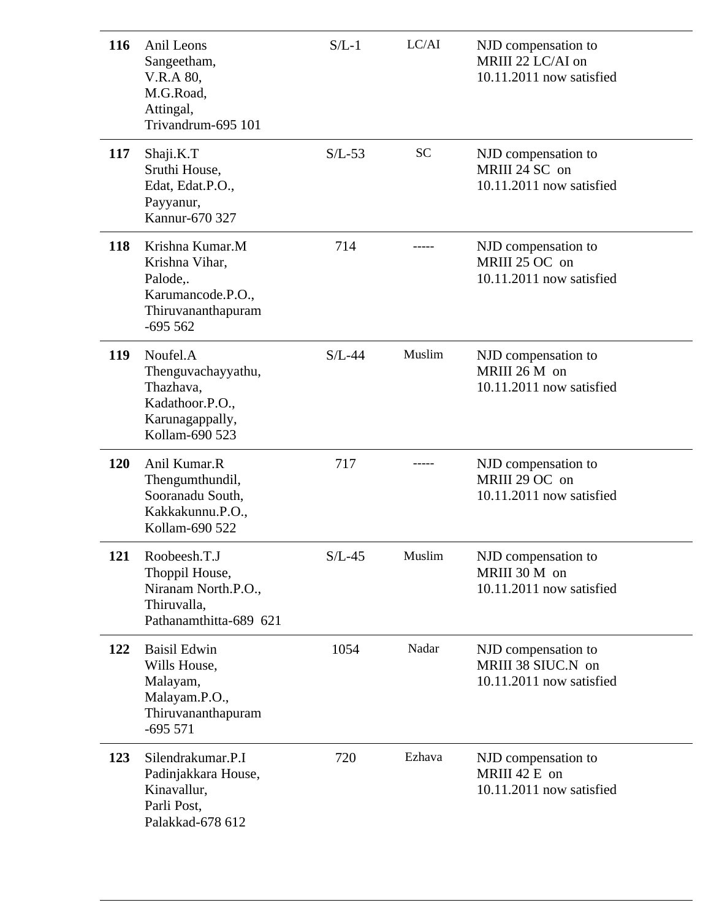| | | | | |
|---|---|---|---|---|
| **116** | Anil Leons<br>Sangeetham,<br>V.R.A 80,<br>M.G.Road,<br>Attingal,<br>Trivandrum-695 101 | S/L-1 | LC/AI | NJD compensation to MRIII 22 LC/AI on 10.11.2011 now satisfied |
| **117** | Shaji.K.T<br>Sruthi House,<br>Edat, Edat.P.O.,<br>Payyanur,<br>Kannur-670 327 | S/L-53 | SC | NJD compensation to MRIII 24 SC on 10.11.2011 now satisfied |
| **118** | Krishna Kumar.M<br>Krishna Vihar,<br>Palode,.<br>Karumancode.P.O.,<br>Thiruvananthapuram<br>-695 562 | 714 | ----- | NJD compensation to MRIII 25 OC on 10.11.2011 now satisfied |
| **119** | Noufel.A<br>Thenguvachayyathu,<br>Thazhava,<br>Kadathoor.P.O.,<br>Karunagappally,<br>Kollam-690 523 | S/L-44 | Muslim | NJD compensation to MRIII 26 M on 10.11.2011 now satisfied |
| **120** | Anil Kumar.R<br>Thengumthundil,<br>Sooranadu South,<br>Kakkakunnu.P.O.,<br>Kollam-690 522 | 717 | ----- | NJD compensation to MRIII 29 OC on 10.11.2011 now satisfied |
| **121** | Roobeesh.T.J<br>Thoppil House,<br>Niranam North.P.O.,<br>Thiruvalla,<br>Pathanamthitta-689 621 | S/L-45 | Muslim | NJD compensation to MRIII 30 M on 10.11.2011 now satisfied |
| **122** | Baisil Edwin<br>Wills House,<br>Malayam,<br>Malayam.P.O.,<br>Thiruvananthapuram<br>-695 571 | 1054 | Nadar | NJD compensation to MRIII 38 SIUC.N on 10.11.2011 now satisfied |
| **123** | Silendrakumar.P.I<br>Padinjakkara House,<br>Kinavallur,<br>Parli Post,<br>Palakkad-678 612 | 720 | Ezhava | NJD compensation to MRIII 42 E on 10.11.2011 now satisfied |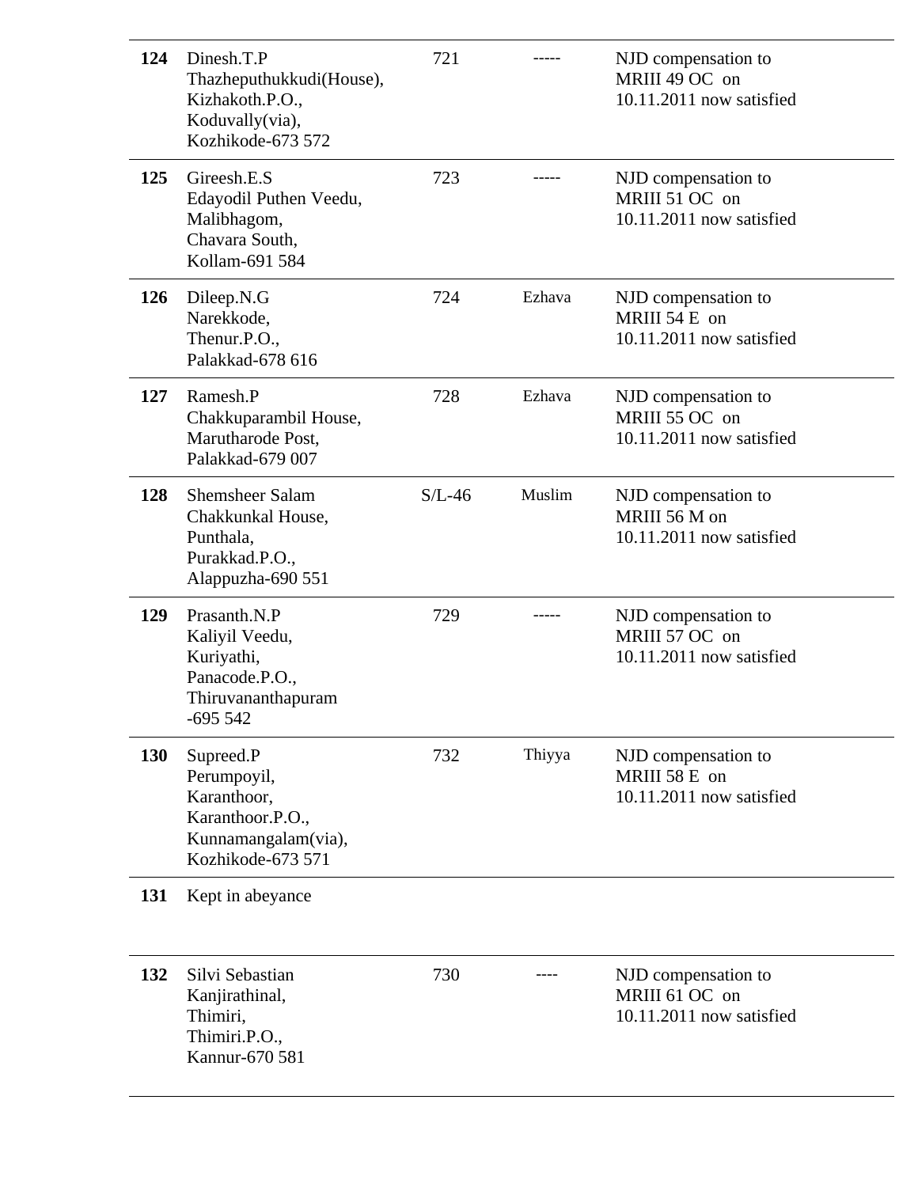| | | | | |
|---|---|---|---|---|
| **124** | Dinesh.T.P Thazheputhukkudi(House), Kizhakoth.P.O., Koduvally(via), Kozhikode-673 572 | 721 | ----- | NJD compensation to MRIII 49 OC on 10.11.2011 now satisfied |
| **125** | Gireesh.E.S Edayodil Puthen Veedu, Malibhagom, Chavara South, Kollam-691 584 | 723 | ----- | NJD compensation to MRIII 51 OC on 10.11.2011 now satisfied |
| **126** | Dileep.N.G Narekkode, Thenur.P.O., Palakkad-678 616 | 724 | Ezhava | NJD compensation to MRIII 54 E on 10.11.2011 now satisfied |
| **127** | Ramesh.P Chakkuparambil House, Marutharode Post, Palakkad-679 007 | 728 | Ezhava | NJD compensation to MRIII 55 OC on 10.11.2011 now satisfied |
| **128** | Shemsheer Salam Chakkunkal House, Punthala, Purakkad.P.O., Alappuzha-690 551 | S/L-46 | Muslim | NJD compensation to MRIII 56 M on 10.11.2011 now satisfied |
| **129** | Prasanth.N.P Kaliyil Veedu, Kuriyathi, Panacode.P.O., Thiruvananthapuram -695 542 | 729 | ----- | NJD compensation to MRIII 57 OC on 10.11.2011 now satisfied |
| **130** | Supreed.P Perumpoyil, Karanthoor, Karanthoor.P.O., Kunnamangalam(via), Kozhikode-673 571 | 732 | Thiyya | NJD compensation to MRIII 58 E on 10.11.2011 now satisfied |
| **131** | Kept in abeyance | | | |
| **132** | Silvi Sebastian Kanjirathinal, Thimiri, Thimiri.P.O., Kannur-670 581 | 730 | ---- | NJD compensation to MRIII 61 OC on 10.11.2011 now satisfied |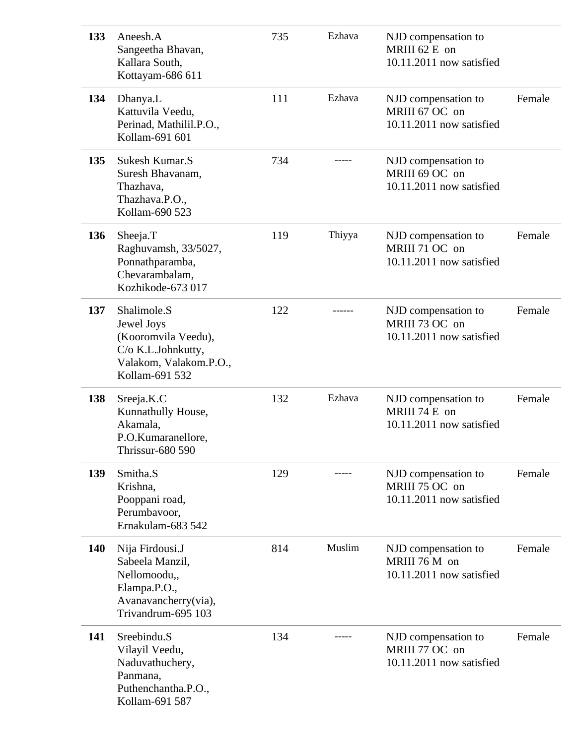| | | | | | |
|---|---|---|---|---|---|
| **133** | Aneesh.A<br>Sangeetha Bhavan,<br>Kallara South,<br>Kottayam-686 611 | 735 | Ezhava | NJD compensation to MRIII 62 E on 10.11.2011 now satisfied | |
| **134** | Dhanya.L<br>Kattuvila Veedu,<br>Perinad, Mathilil.P.O.,<br>Kollam-691 601 | 111 | Ezhava | NJD compensation to MRIII 67 OC on 10.11.2011 now satisfied | Female |
| **135** | Sukesh Kumar.S<br>Suresh Bhavanam,<br>Thazhava,<br>Thazhava.P.O.,<br>Kollam-690 523 | 734 | ----- | NJD compensation to MRIII 69 OC on 10.11.2011 now satisfied | |
| **136** | Sheeja.T<br>Raghuvamsh, 33/5027,<br>Ponnathparamba,<br>Chevarambalam,<br>Kozhikode-673 017 | 119 | Thiyya | NJD compensation to MRIII 71 OC on 10.11.2011 now satisfied | Female |
| **137** | Shalimole.S<br>Jewel Joys<br>(Kooromvila Veedu),<br>C/o K.L.Johnkutty,<br>Valakom, Valakom.P.O.,<br>Kollam-691 532 | 122 | ------ | NJD compensation to MRIII 73 OC on 10.11.2011 now satisfied | Female |
| **138** | Sreeja.K.C<br>Kunnathully House,<br>Akamala,<br>P.O.Kumaranellore,<br>Thrissur-680 590 | 132 | Ezhava | NJD compensation to MRIII 74 E on 10.11.2011 now satisfied | Female |
| **139** | Smitha.S<br>Krishna,<br>Pooppani road,<br>Perumbavoor,<br>Ernakulam-683 542 | 129 | ----- | NJD compensation to MRIII 75 OC on 10.11.2011 now satisfied | Female |
| **140** | Nija Firdousi.J<br>Sabeela Manzil,<br>Nellomoodu,,<br>Elampa.P.O.,<br>Avanavancherry(via),<br>Trivandrum-695 103 | 814 | Muslim | NJD compensation to MRIII 76 M on 10.11.2011 now satisfied | Female |
| **141** | Sreebindu.S<br>Vilayil Veedu,<br>Naduvathuchery,<br>Panmana,<br>Puthenchantha.P.O.,<br>Kollam-691 587 | 134 | ----- | NJD compensation to MRIII 77 OC on 10.11.2011 now satisfied | Female |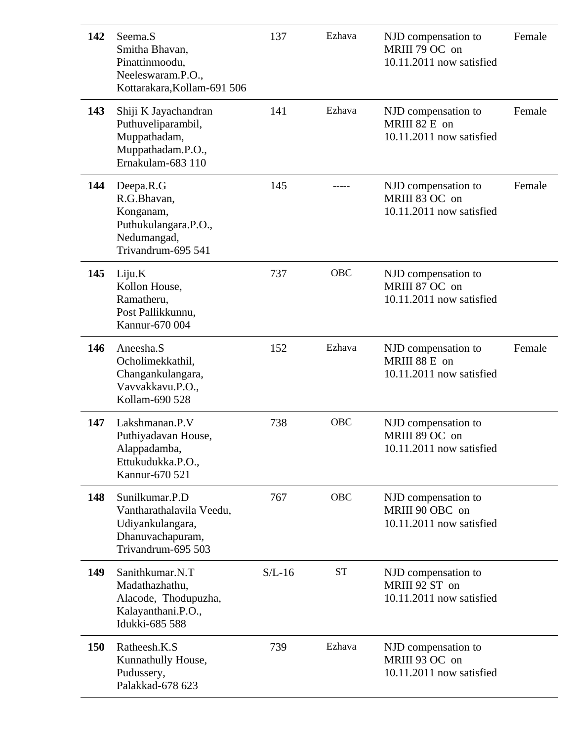| **142** | Seema.S<br>Smitha Bhavan,<br>Pinattinmoodu,<br>Neeleswaram.P.O.,<br>Kottarakara,Kollam-691 506 | 137 | Ezhava | NJD compensation to MRIII 79 OC on 10.11.2011 now satisfied | Female |
|---|---|---|---|---|---|
| **143** | Shiji K Jayachandran<br>Puthuveliparambil,<br>Muppathadam,<br>Muppathadam.P.O.,<br>Ernakulam-683 110 | 141 | Ezhava | NJD compensation to MRIII 82 E on 10.11.2011 now satisfied | Female |
| **144** | Deepa.R.G<br>R.G.Bhavan,<br>Konganam,<br>Puthukulangara.P.O.,<br>Nedumangad,<br>Trivandrum-695 541 | 145 | ----- | NJD compensation to MRIII 83 OC on 10.11.2011 now satisfied | Female |
| **145** | Liju.K<br>Kollon House,<br>Ramatheru,<br>Post Pallikkunnu,<br>Kannur-670 004 | 737 | OBC | NJD compensation to MRIII 87 OC on 10.11.2011 now satisfied | |
| **146** | Aneesha.S<br>Ocholimekkathil,<br>Changankulangara,<br>Vavvakkavu.P.O.,<br>Kollam-690 528 | 152 | Ezhava | NJD compensation to MRIII 88 E on 10.11.2011 now satisfied | Female |
| **147** | Lakshmanan.P.V<br>Puthiyadavan House,<br>Alappadamba,<br>Ettukudukka.P.O.,<br>Kannur-670 521 | 738 | OBC | NJD compensation to MRIII 89 OC on 10.11.2011 now satisfied | |
| **148** | Sunilkumar.P.D<br>Vantharathalavila Veedu,<br>Udiyankulangara,<br>Dhanuvachapuram,<br>Trivandrum-695 503 | 767 | OBC | NJD compensation to MRIII 90 OBC on 10.11.2011 now satisfied | |
| **149** | Sanithkumar.N.T<br>Madathazhathu,<br>Alacode, Thodupuzha,<br>Kalayanthani.P.O.,<br>Idukki-685 588 | S/L-16 | ST | NJD compensation to MRIII 92 ST on 10.11.2011 now satisfied | |
| **150** | Ratheesh.K.S<br>Kunnathully House,<br>Pudussery,<br>Palakkad-678 623 | 739 | Ezhava | NJD compensation to MRIII 93 OC on 10.11.2011 now satisfied | |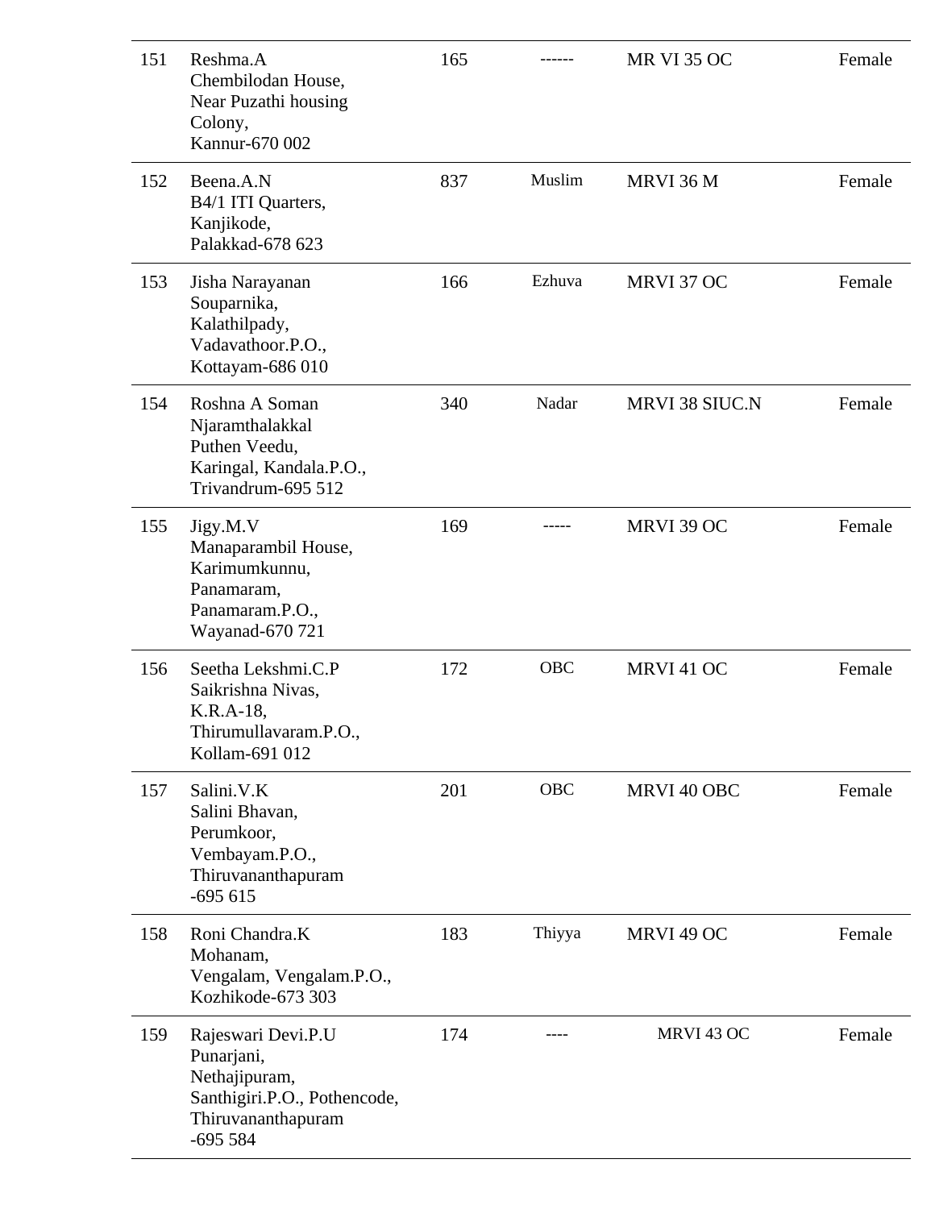| | | | | | |
|---|---|---|---|---|---|
| 151 | Reshma.A<br>Chembilodan House,<br>Near Puzathi housing Colony,<br>Kannur-670 002 | 165 | ------ | MR VI 35 OC | Female |
| 152 | Beena.A.N<br>B4/1 ITI Quarters,<br>Kanjikode,<br>Palakkad-678 623 | 837 | Muslim | MRVI 36 M | Female |
| 153 | Jisha Narayanan<br>Souparnika,<br>Kalathilpady,<br>Vadavathoor.P.O.,<br>Kottayam-686 010 | 166 | Ezhuva | MRVI 37 OC | Female |
| 154 | Roshna A Soman<br>Njaramthalakkal<br>Puthen Veedu,<br>Karingal, Kandala.P.O.,<br>Trivandrum-695 512 | 340 | Nadar | MRVI 38 SIUC.N | Female |
| 155 | Jigy.M.V<br>Manaparambil House,<br>Karimumkunnu,<br>Panamaram,<br>Panamaram.P.O.,<br>Wayanad-670 721 | 169 | ----- | MRVI 39 OC | Female |
| 156 | Seetha Lekshmi.C.P<br>Saikrishna Nivas,<br>K.R.A-18,<br>Thirumullavaram.P.O.,<br>Kollam-691 012 | 172 | OBC | MRVI 41 OC | Female |
| 157 | Salini.V.K<br>Salini Bhavan,<br>Perumkoor,<br>Vembayam.P.O.,<br>Thiruvananthapuram<br>-695 615 | 201 | OBC | MRVI 40 OBC | Female |
| 158 | Roni Chandra.K<br>Mohanam,<br>Vengalam, Vengalam.P.O.,<br>Kozhikode-673 303 | 183 | Thiyya | MRVI 49 OC | Female |
| 159 | Rajeswari Devi.P.U<br>Punarjani,<br>Nethajipuram,<br>Santhigiri.P.O., Pothencode,<br>Thiruvananthapuram<br>-695 584 | 174 | ---- | MRVI 43 OC | Female |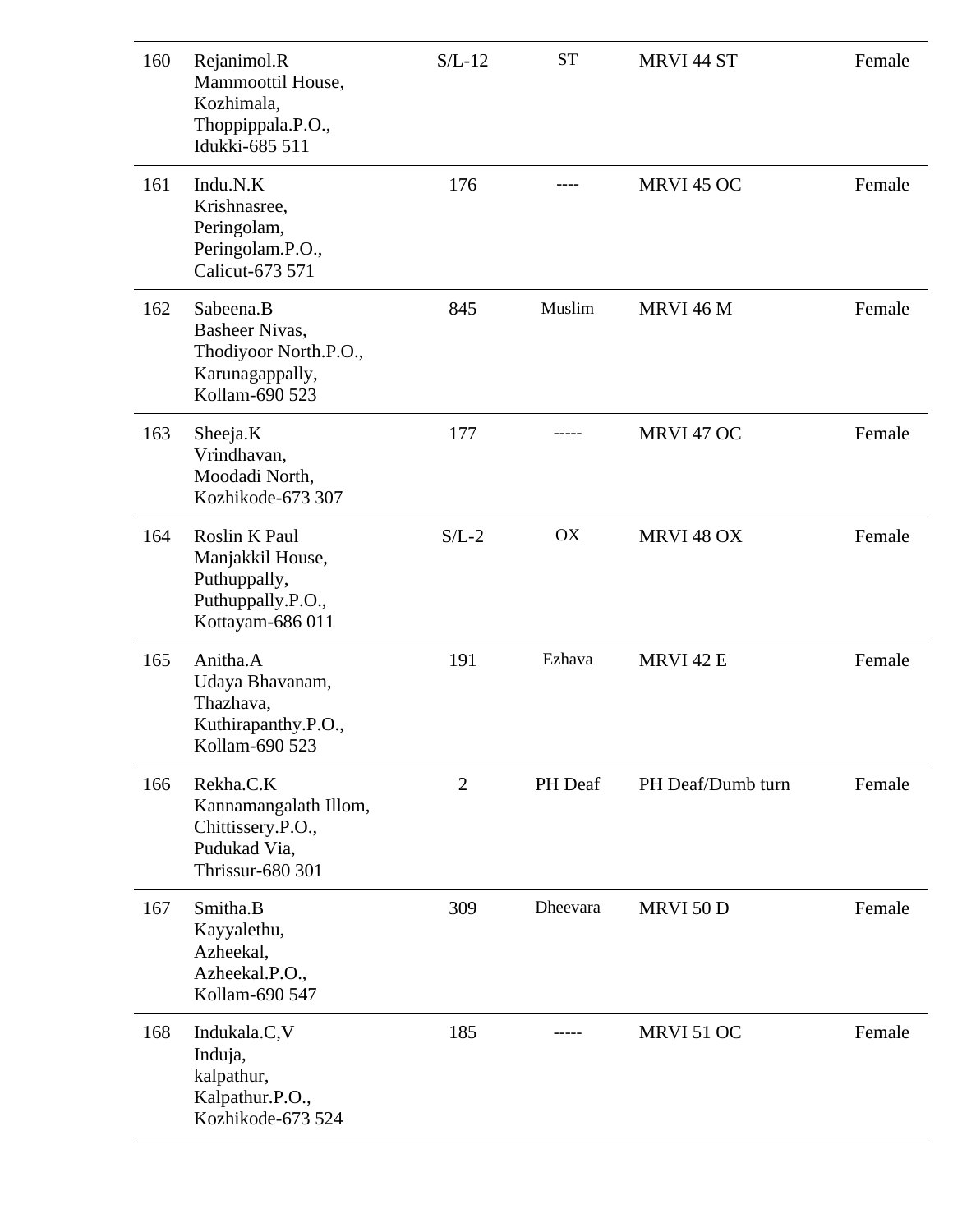| | | | | | |
|---|---|---|---|---|---|
| 160 | Rejanimol.R<br>Mammoottil House,<br>Kozhimala,<br>Thoppippala.P.O.,<br>Idukki-685 511 | S/L-12 | ST | MRVI 44 ST | Female |
| 161 | Indu.N.K<br>Krishnasree,<br>Peringolam,<br>Peringolam.P.O.,<br>Calicut-673 571 | 176 | ---- | MRVI 45 OC | Female |
| 162 | Sabeena.B<br>Basheer Nivas,<br>Thodiyoor North.P.O.,<br>Karunagappally,<br>Kollam-690 523 | 845 | Muslim | MRVI 46 M | Female |
| 163 | Sheeja.K<br>Vrindhavan,<br>Moodadi North,<br>Kozhikode-673 307 | 177 | ----- | MRVI 47 OC | Female |
| 164 | Roslin K Paul<br>Manjakkil House,<br>Puthuppally,<br>Puthuppally.P.O.,<br>Kottayam-686 011 | S/L-2 | OX | MRVI 48 OX | Female |
| 165 | Anitha.A<br>Udaya Bhavanam,<br>Thazhava,<br>Kuthirapanthy.P.O.,<br>Kollam-690 523 | 191 | Ezhava | MRVI 42 E | Female |
| 166 | Rekha.C.K<br>Kannamangalath Illom,<br>Chittissery.P.O.,<br>Pudukad Via,<br>Thrissur-680 301 | 2 | PH Deaf | PH Deaf/Dumb turn | Female |
| 167 | Smitha.B<br>Kayyalethu,<br>Azheekal,<br>Azheekal.P.O.,<br>Kollam-690 547 | 309 | Dheevara | MRVI 50 D | Female |
| 168 | Indukala.C,V<br>Induja,<br>kalpathur,<br>Kalpathur.P.O.,<br>Kozhikode-673 524 | 185 | ----- | MRVI 51 OC | Female |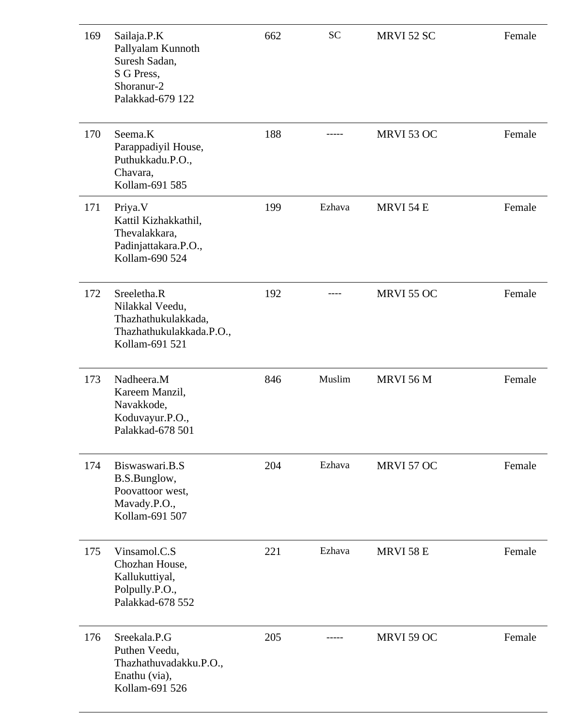| | | | | | |
|---|---|---|---|---|---|
| 169 | Sailaja.P.K<br>Pallyalam Kunnoth<br>Suresh Sadan,<br>S G Press,<br>Shoranur-2<br>Palakkad-679 122 | 662 | SC | MRVI 52 SC | Female |
| 170 | Seema.K<br>Parappadiyil House,<br>Puthukkadu.P.O.,<br>Chavara,<br>Kollam-691 585 | 188 | ----- | MRVI 53 OC | Female |
| 171 | Priya.V<br>Kattil Kizhakkathil,<br>Thevalakkara,<br>Padinjattakara.P.O.,<br>Kollam-690 524 | 199 | Ezhava | MRVI 54 E | Female |
| 172 | Sreeletha.R<br>Nilakkal Veedu,<br>Thazhathukulakkada,<br>Thazhathukulakkada.P.O.,<br>Kollam-691 521 | 192 | ---- | MRVI 55 OC | Female |
| 173 | Nadheera.M<br>Kareem Manzil,<br>Navakkode,<br>Koduvayur.P.O.,<br>Palakkad-678 501 | 846 | Muslim | MRVI 56 M | Female |
| 174 | Biswaswari.B.S<br>B.S.Bunglow,<br>Poovattoor west,<br>Mavady.P.O.,<br>Kollam-691 507 | 204 | Ezhava | MRVI 57 OC | Female |
| 175 | Vinsamol.C.S<br>Chozhan House,<br>Kallukuttiyal,<br>Polpully.P.O.,<br>Palakkad-678 552 | 221 | Ezhava | MRVI 58 E | Female |
| 176 | Sreekala.P.G<br>Puthen Veedu,<br>Thazhathuvadakku.P.O.,<br>Enathu (via),<br>Kollam-691 526 | 205 | ----- | MRVI 59 OC | Female |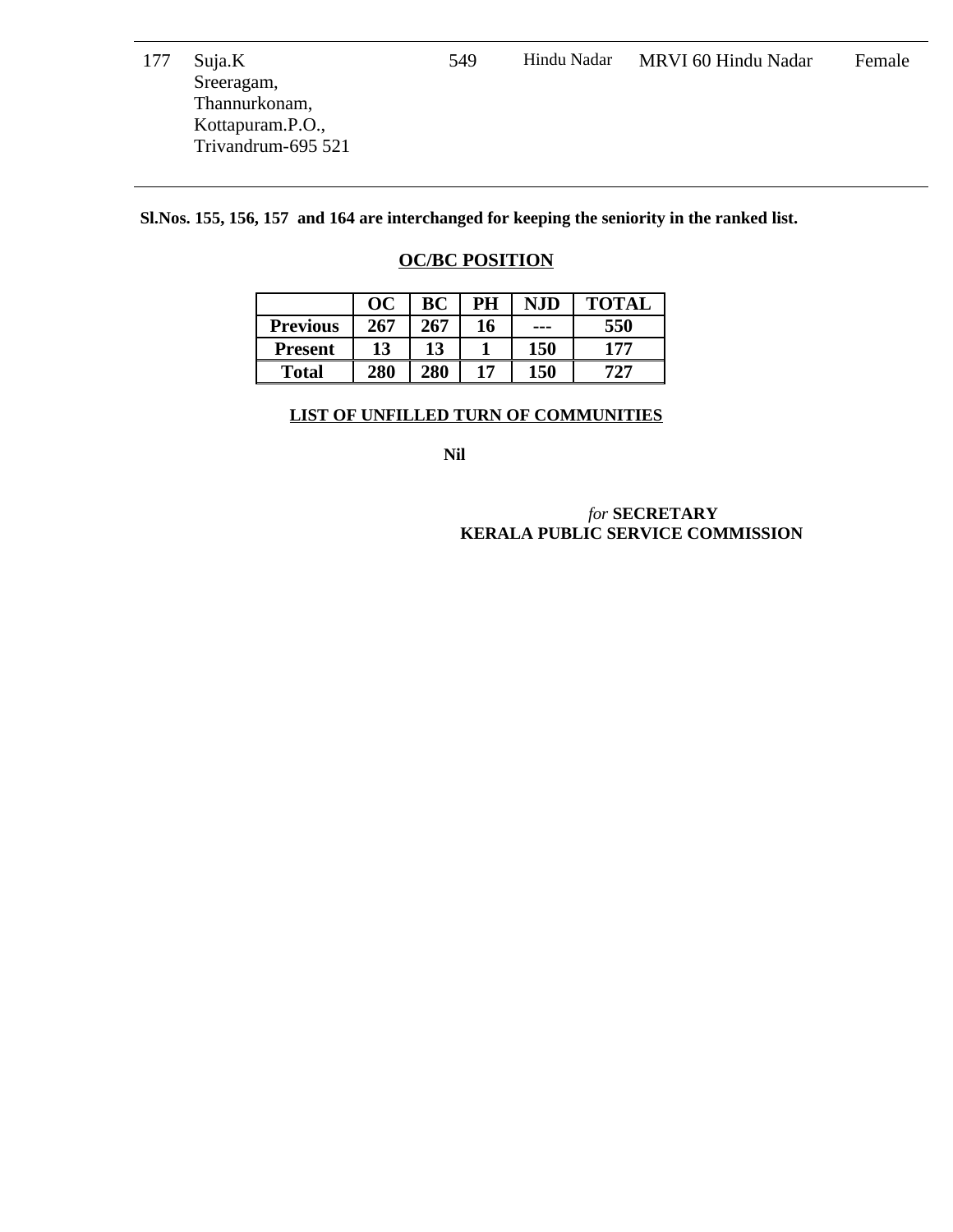| | | | | | |
|---|---|---|---|---|---|
| 177 | Suja.K<br>Sreeragam,<br>Thannurkonam,<br>Kottapuram.P.O.,<br>Trivandrum-695 521 | 549 | Hindu Nadar | MRVI 60 Hindu Nadar | Female |

**Sl.Nos. 155, 156, 157 and 164 are interchanged for keeping the seniority in the ranked list.**

**OC/BC POSITION**

| | OC | BC | PH | NJD | TOTAL |
|---|---|---|---|---|---|
| **Previous** | **267** | **267** | **16** | **---** | **550** |
| **Present** | **13** | **13** | **1** | **150** | **177** |
| **Total** | **280** | **280** | **17** | **150** | **727** |

**LIST OF UNFILLED TURN OF COMMUNITIES**

**Nil**

*for* **SECRETARY**
**KERALA PUBLIC SERVICE COMMISSION**